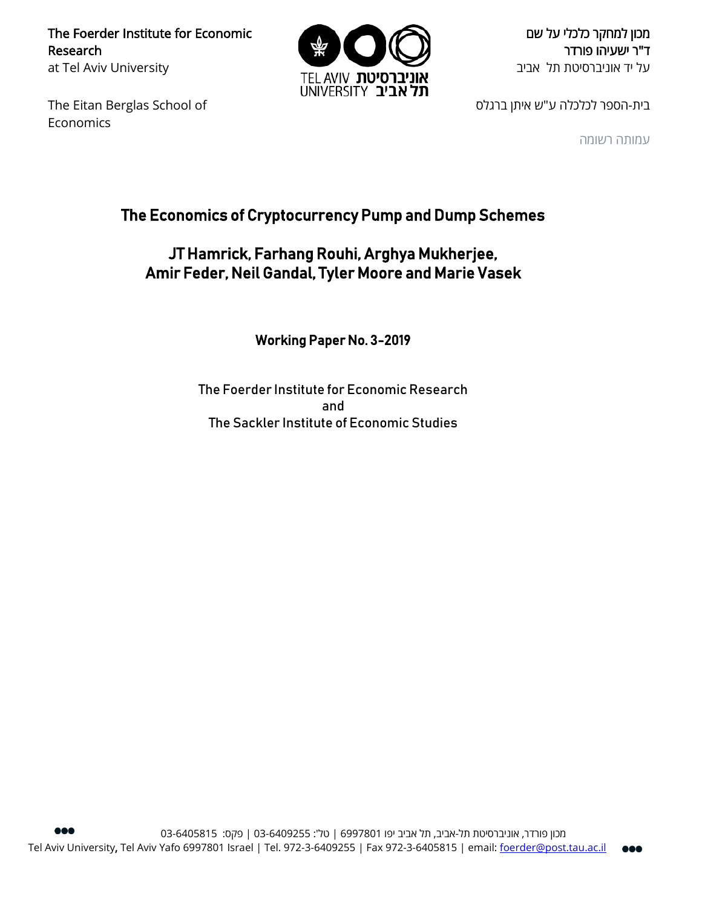The Foerder Institute for Economic Research
at Tel Aviv University

מכון למחקר כלכלי על שם
ד"ר ישעיהו פורדר
על יד אוניברסיטת תל אביב

The Eitan Berglas School of Economics

בית-הספר לכלכלה ע"ש איתן ברגלס

עמותה רשומה

# The Economics of Cryptocurrency Pump and Dump Schemes

## JT Hamrick, Farhang Rouhi, Arghya Mukherjee, Amir Feder, Neil Gandal, Tyler Moore and Marie Vasek

**Working Paper No. 3-2019**

The Foerder Institute for Economic Research
and
The Sackler Institute of Economic Studies

מכון פורדר, אוניברסיטת תל-אביב, תל אביב יפו 6997801 | טל': 03-6409255 | פקס: 03-6405815

Tel Aviv University, Tel Aviv Yafo 6997801 Israel | Tel. 972-3-6409255 | Fax 972-3-6405815 | email: foerder@post.tau.ac.il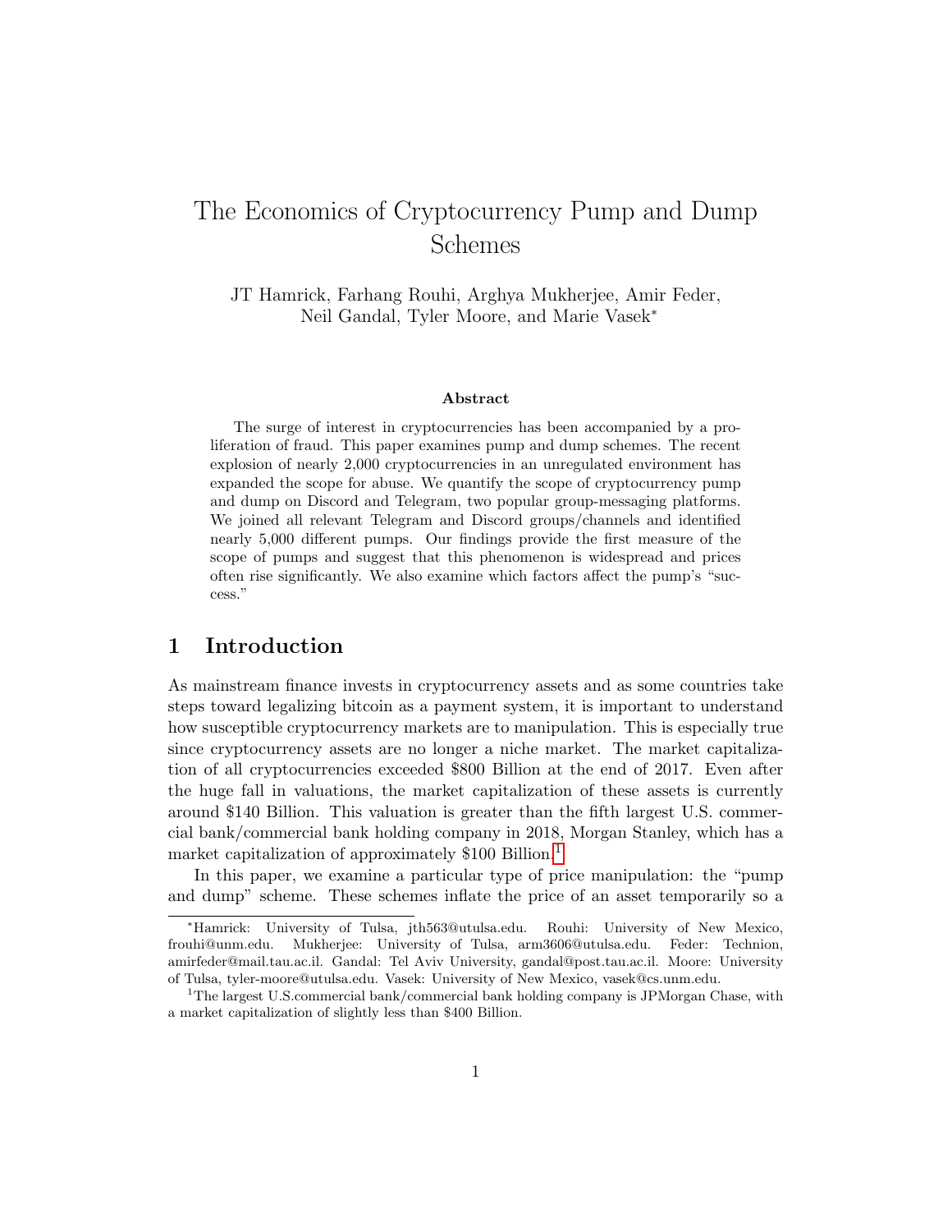# The Economics of Cryptocurrency Pump and Dump Schemes

JT Hamrick, Farhang Rouhi, Arghya Mukherjee, Amir Feder, Neil Gandal, Tyler Moore, and Marie Vasek*

### Abstract

The surge of interest in cryptocurrencies has been accompanied by a proliferation of fraud. This paper examines pump and dump schemes. The recent explosion of nearly 2,000 cryptocurrencies in an unregulated environment has expanded the scope for abuse. We quantify the scope of cryptocurrency pump and dump on Discord and Telegram, two popular group-messaging platforms. We joined all relevant Telegram and Discord groups/channels and identified nearly 5,000 different pumps. Our findings provide the first measure of the scope of pumps and suggest that this phenomenon is widespread and prices often rise significantly. We also examine which factors affect the pump's "success."

## 1 Introduction

As mainstream finance invests in cryptocurrency assets and as some countries take steps toward legalizing bitcoin as a payment system, it is important to understand how susceptible cryptocurrency markets are to manipulation. This is especially true since cryptocurrency assets are no longer a niche market. The market capitalization of all cryptocurrencies exceeded $800 Billion at the end of 2017. Even after the huge fall in valuations, the market capitalization of these assets is currently around $140 Billion. This valuation is greater than the fifth largest U.S. commercial bank/commercial bank holding company in 2018, Morgan Stanley, which has a market capitalization of approximately $100 Billion.[1]

In this paper, we examine a particular type of price manipulation: the "pump and dump" scheme. These schemes inflate the price of an asset temporarily so a

---

*Hamrick: University of Tulsa, jth563@utulsa.edu. Rouhi: University of New Mexico, frouhi@unm.edu. Mukherjee: University of Tulsa, arm3606@utulsa.edu. Feder: Technion, amirfeder@mail.tau.ac.il. Gandal: Tel Aviv University, gandal@post.tau.ac.il. Moore: University of Tulsa, tyler-moore@utulsa.edu. Vasek: University of New Mexico, vasek@cs.unm.edu.

[1] The largest U.S.commercial bank/commercial bank holding company is JPMorgan Chase, with a market capitalization of slightly less than $400 Billion.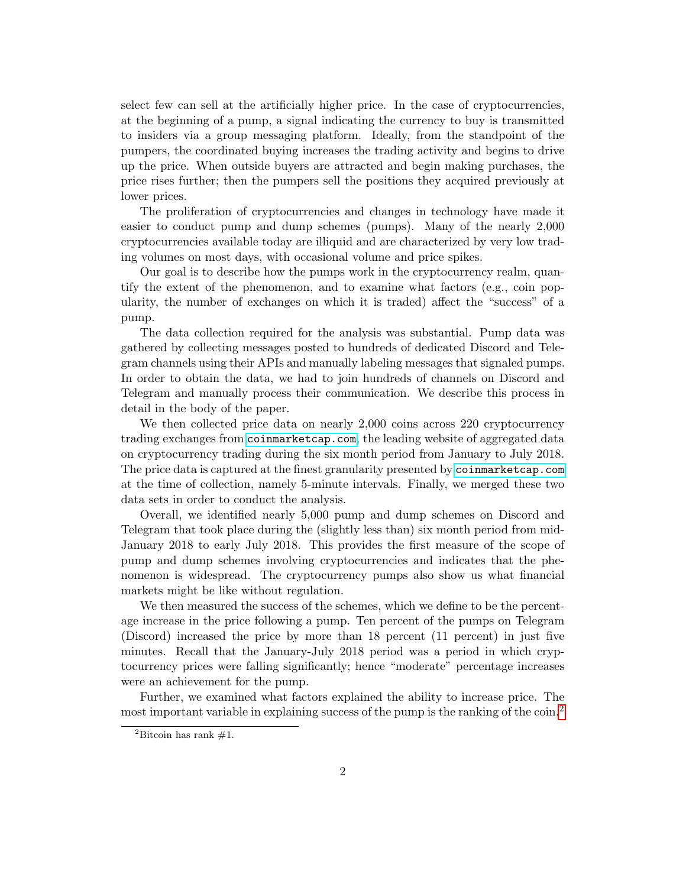select few can sell at the artificially higher price. In the case of cryptocurrencies, at the beginning of a pump, a signal indicating the currency to buy is transmitted to insiders via a group messaging platform. Ideally, from the standpoint of the pumpers, the coordinated buying increases the trading activity and begins to drive up the price. When outside buyers are attracted and begin making purchases, the price rises further; then the pumpers sell the positions they acquired previously at lower prices.

The proliferation of cryptocurrencies and changes in technology have made it easier to conduct pump and dump schemes (pumps). Many of the nearly 2,000 cryptocurrencies available today are illiquid and are characterized by very low trading volumes on most days, with occasional volume and price spikes.

Our goal is to describe how the pumps work in the cryptocurrency realm, quantify the extent of the phenomenon, and to examine what factors (e.g., coin popularity, the number of exchanges on which it is traded) affect the "success" of a pump.

The data collection required for the analysis was substantial. Pump data was gathered by collecting messages posted to hundreds of dedicated Discord and Telegram channels using their APIs and manually labeling messages that signaled pumps. In order to obtain the data, we had to join hundreds of channels on Discord and Telegram and manually process their communication. We describe this process in detail in the body of the paper.

We then collected price data on nearly 2,000 coins across 220 cryptocurrency trading exchanges from `coinmarketcap.com`, the leading website of aggregated data on cryptocurrency trading during the six month period from January to July 2018. The price data is captured at the finest granularity presented by `coinmarketcap.com` at the time of collection, namely 5-minute intervals. Finally, we merged these two data sets in order to conduct the analysis.

Overall, we identified nearly 5,000 pump and dump schemes on Discord and Telegram that took place during the (slightly less than) six month period from mid-January 2018 to early July 2018. This provides the first measure of the scope of pump and dump schemes involving cryptocurrencies and indicates that the phenomenon is widespread. The cryptocurrency pumps also show us what financial markets might be like without regulation.

We then measured the success of the schemes, which we define to be the percentage increase in the price following a pump. Ten percent of the pumps on Telegram (Discord) increased the price by more than 18 percent (11 percent) in just five minutes. Recall that the January-July 2018 period was a period in which cryptocurrency prices were falling significantly; hence "moderate" percentage increases were an achievement for the pump.

Further, we examined what factors explained the ability to increase price. The most important variable in explaining success of the pump is the ranking of the coin.[2]

[2] Bitcoin has rank #1.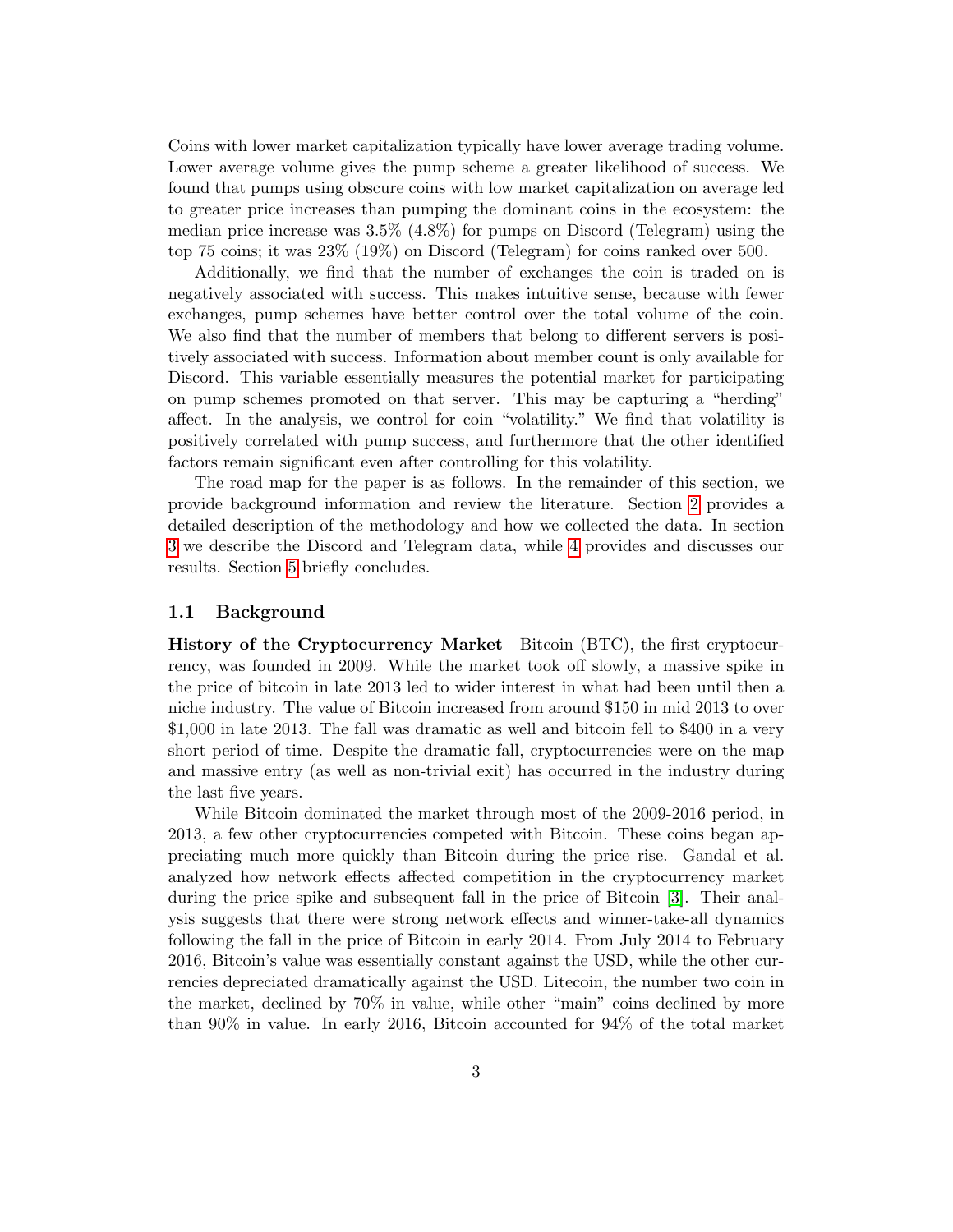Coins with lower market capitalization typically have lower average trading volume. Lower average volume gives the pump scheme a greater likelihood of success. We found that pumps using obscure coins with low market capitalization on average led to greater price increases than pumping the dominant coins in the ecosystem: the median price increase was 3.5% (4.8%) for pumps on Discord (Telegram) using the top 75 coins; it was 23% (19%) on Discord (Telegram) for coins ranked over 500.

Additionally, we find that the number of exchanges the coin is traded on is negatively associated with success. This makes intuitive sense, because with fewer exchanges, pump schemes have better control over the total volume of the coin. We also find that the number of members that belong to different servers is positively associated with success. Information about member count is only available for Discord. This variable essentially measures the potential market for participating on pump schemes promoted on that server. This may be capturing a "herding" affect. In the analysis, we control for coin "volatility." We find that volatility is positively correlated with pump success, and furthermore that the other identified factors remain significant even after controlling for this volatility.

The road map for the paper is as follows. In the remainder of this section, we provide background information and review the literature. Section 2 provides a detailed description of the methodology and how we collected the data. In section 3 we describe the Discord and Telegram data, while 4 provides and discusses our results. Section 5 briefly concludes.

### 1.1 Background

**History of the Cryptocurrency Market** Bitcoin (BTC), the first cryptocurrency, was founded in 2009. While the market took off slowly, a massive spike in the price of bitcoin in late 2013 led to wider interest in what had been until then a niche industry. The value of Bitcoin increased from around $150 in mid 2013 to over $1,000 in late 2013. The fall was dramatic as well and bitcoin fell to $400 in a very short period of time. Despite the dramatic fall, cryptocurrencies were on the map and massive entry (as well as non-trivial exit) has occurred in the industry during the last five years.

While Bitcoin dominated the market through most of the 2009-2016 period, in 2013, a few other cryptocurrencies competed with Bitcoin. These coins began appreciating much more quickly than Bitcoin during the price rise. Gandal et al. analyzed how network effects affected competition in the cryptocurrency market during the price spike and subsequent fall in the price of Bitcoin [3]. Their analysis suggests that there were strong network effects and winner-take-all dynamics following the fall in the price of Bitcoin in early 2014. From July 2014 to February 2016, Bitcoin's value was essentially constant against the USD, while the other currencies depreciated dramatically against the USD. Litecoin, the number two coin in the market, declined by 70% in value, while other "main" coins declined by more than 90% in value. In early 2016, Bitcoin accounted for 94% of the total market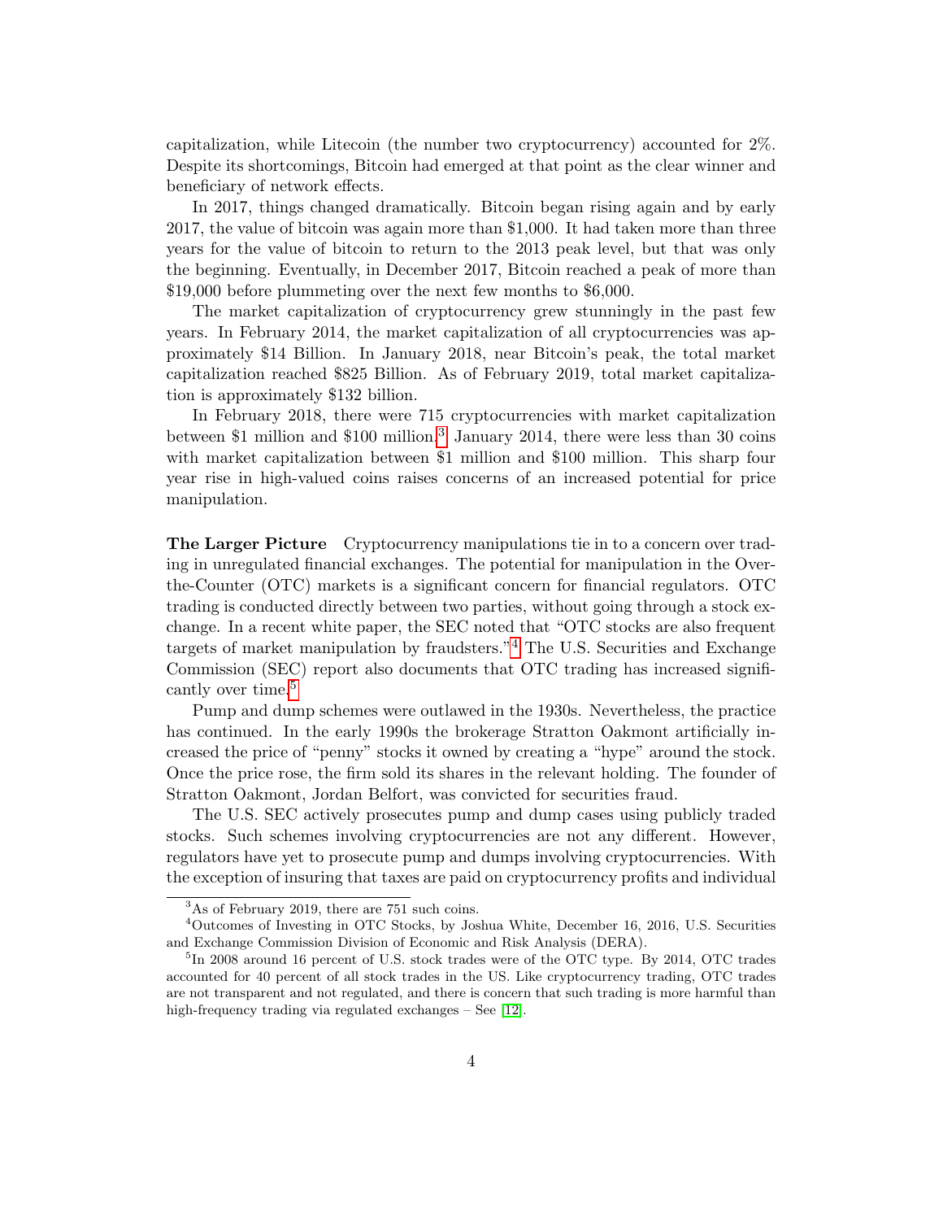capitalization, while Litecoin (the number two cryptocurrency) accounted for 2%. Despite its shortcomings, Bitcoin had emerged at that point as the clear winner and beneficiary of network effects.

In 2017, things changed dramatically. Bitcoin began rising again and by early 2017, the value of bitcoin was again more than $1,000. It had taken more than three years for the value of bitcoin to return to the 2013 peak level, but that was only the beginning. Eventually, in December 2017, Bitcoin reached a peak of more than $19,000 before plummeting over the next few months to $6,000.

The market capitalization of cryptocurrency grew stunningly in the past few years. In February 2014, the market capitalization of all cryptocurrencies was approximately $14 Billion. In January 2018, near Bitcoin's peak, the total market capitalization reached $825 Billion. As of February 2019, total market capitalization is approximately $132 billion.

In February 2018, there were 715 cryptocurrencies with market capitalization between $1 million and $100 million.[3] January 2014, there were less than 30 coins with market capitalization between $1 million and $100 million. This sharp four year rise in high-valued coins raises concerns of an increased potential for price manipulation.

**The Larger Picture** Cryptocurrency manipulations tie in to a concern over trading in unregulated financial exchanges. The potential for manipulation in the Over-the-Counter (OTC) markets is a significant concern for financial regulators. OTC trading is conducted directly between two parties, without going through a stock exchange. In a recent white paper, the SEC noted that "OTC stocks are also frequent targets of market manipulation by fraudsters."[4] The U.S. Securities and Exchange Commission (SEC) report also documents that OTC trading has increased significantly over time.[5]

Pump and dump schemes were outlawed in the 1930s. Nevertheless, the practice has continued. In the early 1990s the brokerage Stratton Oakmont artificially increased the price of "penny" stocks it owned by creating a "hype" around the stock. Once the price rose, the firm sold its shares in the relevant holding. The founder of Stratton Oakmont, Jordan Belfort, was convicted for securities fraud.

The U.S. SEC actively prosecutes pump and dump cases using publicly traded stocks. Such schemes involving cryptocurrencies are not any different. However, regulators have yet to prosecute pump and dumps involving cryptocurrencies. With the exception of insuring that taxes are paid on cryptocurrency profits and individual

[3] As of February 2019, there are 751 such coins.

[4] Outcomes of Investing in OTC Stocks, by Joshua White, December 16, 2016, U.S. Securities and Exchange Commission Division of Economic and Risk Analysis (DERA).

[5] In 2008 around 16 percent of U.S. stock trades were of the OTC type. By 2014, OTC trades accounted for 40 percent of all stock trades in the US. Like cryptocurrency trading, OTC trades are not transparent and not regulated, and there is concern that such trading is more harmful than high-frequency trading via regulated exchanges – See [12].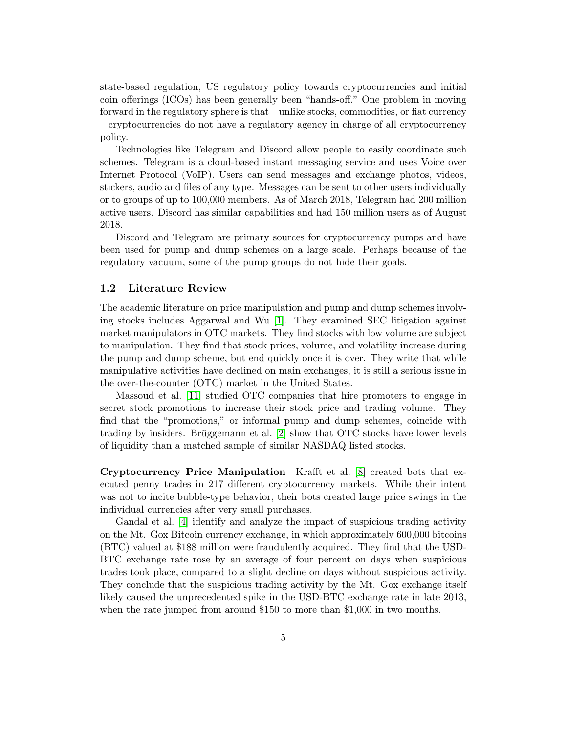state-based regulation, US regulatory policy towards cryptocurrencies and initial coin offerings (ICOs) has been generally been "hands-off." One problem in moving forward in the regulatory sphere is that – unlike stocks, commodities, or fiat currency – cryptocurrencies do not have a regulatory agency in charge of all cryptocurrency policy.

Technologies like Telegram and Discord allow people to easily coordinate such schemes. Telegram is a cloud-based instant messaging service and uses Voice over Internet Protocol (VoIP). Users can send messages and exchange photos, videos, stickers, audio and files of any type. Messages can be sent to other users individually or to groups of up to 100,000 members. As of March 2018, Telegram had 200 million active users. Discord has similar capabilities and had 150 million users as of August 2018.

Discord and Telegram are primary sources for cryptocurrency pumps and have been used for pump and dump schemes on a large scale. Perhaps because of the regulatory vacuum, some of the pump groups do not hide their goals.

### 1.2 Literature Review

The academic literature on price manipulation and pump and dump schemes involving stocks includes Aggarwal and Wu [1]. They examined SEC litigation against market manipulators in OTC markets. They find stocks with low volume are subject to manipulation. They find that stock prices, volume, and volatility increase during the pump and dump scheme, but end quickly once it is over. They write that while manipulative activities have declined on main exchanges, it is still a serious issue in the over-the-counter (OTC) market in the United States.

Massoud et al. [11] studied OTC companies that hire promoters to engage in secret stock promotions to increase their stock price and trading volume. They find that the "promotions," or informal pump and dump schemes, coincide with trading by insiders. Brüggemann et al. [2] show that OTC stocks have lower levels of liquidity than a matched sample of similar NASDAQ listed stocks.

**Cryptocurrency Price Manipulation** Krafft et al. [8] created bots that executed penny trades in 217 different cryptocurrency markets. While their intent was not to incite bubble-type behavior, their bots created large price swings in the individual currencies after very small purchases.

Gandal et al. [4] identify and analyze the impact of suspicious trading activity on the Mt. Gox Bitcoin currency exchange, in which approximately 600,000 bitcoins (BTC) valued at $188 million were fraudulently acquired. They find that the USD-BTC exchange rate rose by an average of four percent on days when suspicious trades took place, compared to a slight decline on days without suspicious activity. They conclude that the suspicious trading activity by the Mt. Gox exchange itself likely caused the unprecedented spike in the USD-BTC exchange rate in late 2013, when the rate jumped from around $150 to more than $1,000 in two months.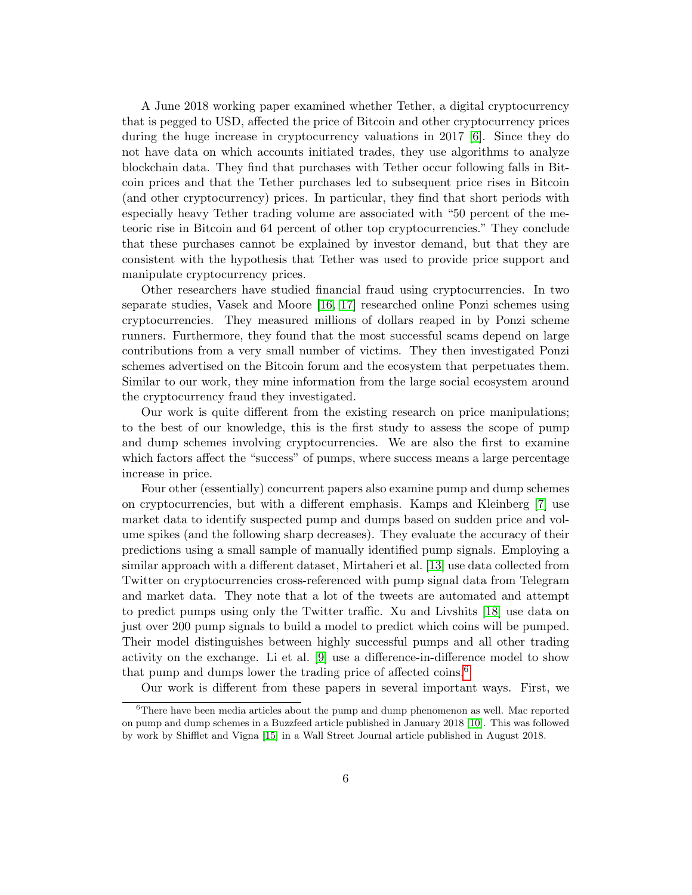A June 2018 working paper examined whether Tether, a digital cryptocurrency that is pegged to USD, affected the price of Bitcoin and other cryptocurrency prices during the huge increase in cryptocurrency valuations in 2017 [6]. Since they do not have data on which accounts initiated trades, they use algorithms to analyze blockchain data. They find that purchases with Tether occur following falls in Bitcoin prices and that the Tether purchases led to subsequent price rises in Bitcoin (and other cryptocurrency) prices. In particular, they find that short periods with especially heavy Tether trading volume are associated with "50 percent of the meteoric rise in Bitcoin and 64 percent of other top cryptocurrencies." They conclude that these purchases cannot be explained by investor demand, but that they are consistent with the hypothesis that Tether was used to provide price support and manipulate cryptocurrency prices.

Other researchers have studied financial fraud using cryptocurrencies. In two separate studies, Vasek and Moore [16, 17] researched online Ponzi schemes using cryptocurrencies. They measured millions of dollars reaped in by Ponzi scheme runners. Furthermore, they found that the most successful scams depend on large contributions from a very small number of victims. They then investigated Ponzi schemes advertised on the Bitcoin forum and the ecosystem that perpetuates them. Similar to our work, they mine information from the large social ecosystem around the cryptocurrency fraud they investigated.

Our work is quite different from the existing research on price manipulations; to the best of our knowledge, this is the first study to assess the scope of pump and dump schemes involving cryptocurrencies. We are also the first to examine which factors affect the "success" of pumps, where success means a large percentage increase in price.

Four other (essentially) concurrent papers also examine pump and dump schemes on cryptocurrencies, but with a different emphasis. Kamps and Kleinberg [7] use market data to identify suspected pump and dumps based on sudden price and volume spikes (and the following sharp decreases). They evaluate the accuracy of their predictions using a small sample of manually identified pump signals. Employing a similar approach with a different dataset, Mirtaheri et al. [13] use data collected from Twitter on cryptocurrencies cross-referenced with pump signal data from Telegram and market data. They note that a lot of the tweets are automated and attempt to predict pumps using only the Twitter traffic. Xu and Livshits [18] use data on just over 200 pump signals to build a model to predict which coins will be pumped. Their model distinguishes between highly successful pumps and all other trading activity on the exchange. Li et al. [9] use a difference-in-difference model to show that pump and dumps lower the trading price of affected coins.[6]

Our work is different from these papers in several important ways. First, we

[6] There have been media articles about the pump and dump phenomenon as well. Mac reported on pump and dump schemes in a Buzzfeed article published in January 2018 [10]. This was followed by work by Shifflet and Vigna [15] in a Wall Street Journal article published in August 2018.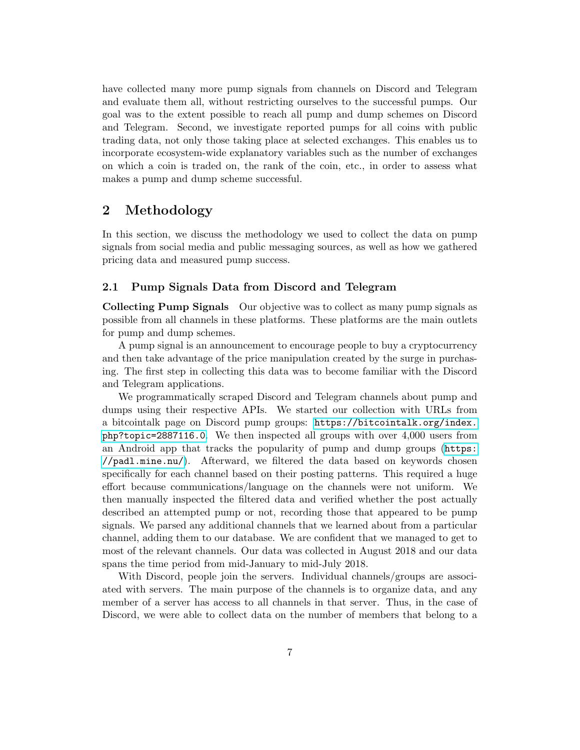have collected many more pump signals from channels on Discord and Telegram and evaluate them all, without restricting ourselves to the successful pumps. Our goal was to the extent possible to reach all pump and dump schemes on Discord and Telegram. Second, we investigate reported pumps for all coins with public trading data, not only those taking place at selected exchanges. This enables us to incorporate ecosystem-wide explanatory variables such as the number of exchanges on which a coin is traded on, the rank of the coin, etc., in order to assess what makes a pump and dump scheme successful.

## 2 Methodology

In this section, we discuss the methodology we used to collect the data on pump signals from social media and public messaging sources, as well as how we gathered pricing data and measured pump success.

### 2.1 Pump Signals Data from Discord and Telegram

**Collecting Pump Signals** Our objective was to collect as many pump signals as possible from all channels in these platforms. These platforms are the main outlets for pump and dump schemes.

A pump signal is an announcement to encourage people to buy a cryptocurrency and then take advantage of the price manipulation created by the surge in purchasing. The first step in collecting this data was to become familiar with the Discord and Telegram applications.

We programmatically scraped Discord and Telegram channels about pump and dumps using their respective APIs. We started our collection with URLs from a bitcointalk page on Discord pump groups: `https://bitcointalk.org/index.php?topic=2887116.0`. We then inspected all groups with over 4,000 users from an Android app that tracks the popularity of pump and dump groups (`https://padl.mine.nu/`). Afterward, we filtered the data based on keywords chosen specifically for each channel based on their posting patterns. This required a huge effort because communications/language on the channels were not uniform. We then manually inspected the filtered data and verified whether the post actually described an attempted pump or not, recording those that appeared to be pump signals. We parsed any additional channels that we learned about from a particular channel, adding them to our database. We are confident that we managed to get to most of the relevant channels. Our data was collected in August 2018 and our data spans the time period from mid-January to mid-July 2018.

With Discord, people join the servers. Individual channels/groups are associated with servers. The main purpose of the channels is to organize data, and any member of a server has access to all channels in that server. Thus, in the case of Discord, we were able to collect data on the number of members that belong to a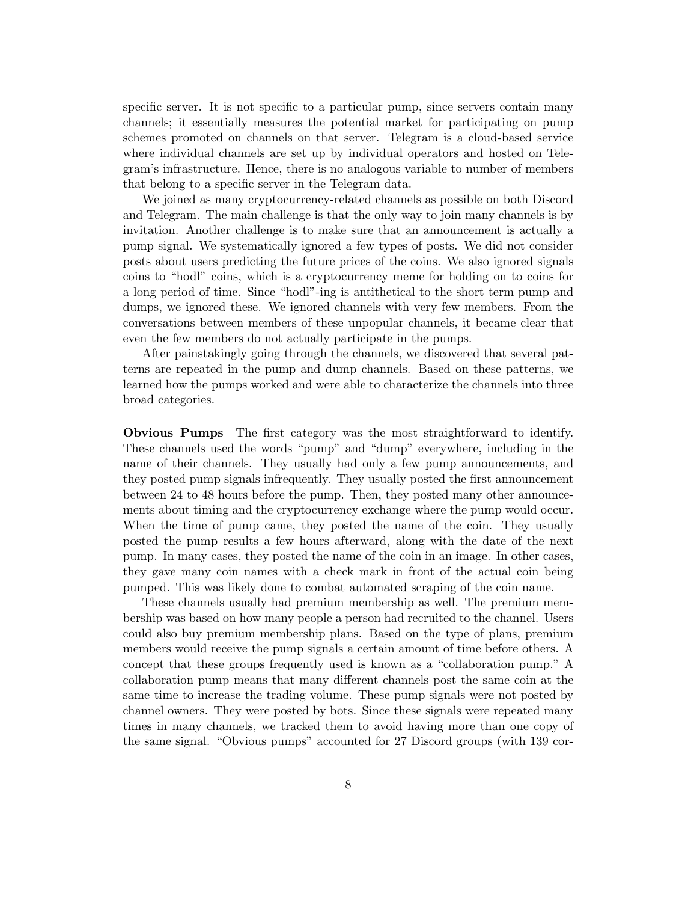specific server. It is not specific to a particular pump, since servers contain many channels; it essentially measures the potential market for participating on pump schemes promoted on channels on that server. Telegram is a cloud-based service where individual channels are set up by individual operators and hosted on Telegram's infrastructure. Hence, there is no analogous variable to number of members that belong to a specific server in the Telegram data.

We joined as many cryptocurrency-related channels as possible on both Discord and Telegram. The main challenge is that the only way to join many channels is by invitation. Another challenge is to make sure that an announcement is actually a pump signal. We systematically ignored a few types of posts. We did not consider posts about users predicting the future prices of the coins. We also ignored signals coins to "hodl" coins, which is a cryptocurrency meme for holding on to coins for a long period of time. Since "hodl"-ing is antithetical to the short term pump and dumps, we ignored these. We ignored channels with very few members. From the conversations between members of these unpopular channels, it became clear that even the few members do not actually participate in the pumps.

After painstakingly going through the channels, we discovered that several patterns are repeated in the pump and dump channels. Based on these patterns, we learned how the pumps worked and were able to characterize the channels into three broad categories.

**Obvious Pumps** The first category was the most straightforward to identify. These channels used the words "pump" and "dump" everywhere, including in the name of their channels. They usually had only a few pump announcements, and they posted pump signals infrequently. They usually posted the first announcement between 24 to 48 hours before the pump. Then, they posted many other announcements about timing and the cryptocurrency exchange where the pump would occur. When the time of pump came, they posted the name of the coin. They usually posted the pump results a few hours afterward, along with the date of the next pump. In many cases, they posted the name of the coin in an image. In other cases, they gave many coin names with a check mark in front of the actual coin being pumped. This was likely done to combat automated scraping of the coin name.

These channels usually had premium membership as well. The premium membership was based on how many people a person had recruited to the channel. Users could also buy premium membership plans. Based on the type of plans, premium members would receive the pump signals a certain amount of time before others. A concept that these groups frequently used is known as a "collaboration pump." A collaboration pump means that many different channels post the same coin at the same time to increase the trading volume. These pump signals were not posted by channel owners. They were posted by bots. Since these signals were repeated many times in many channels, we tracked them to avoid having more than one copy of the same signal. "Obvious pumps" accounted for 27 Discord groups (with 139 cor-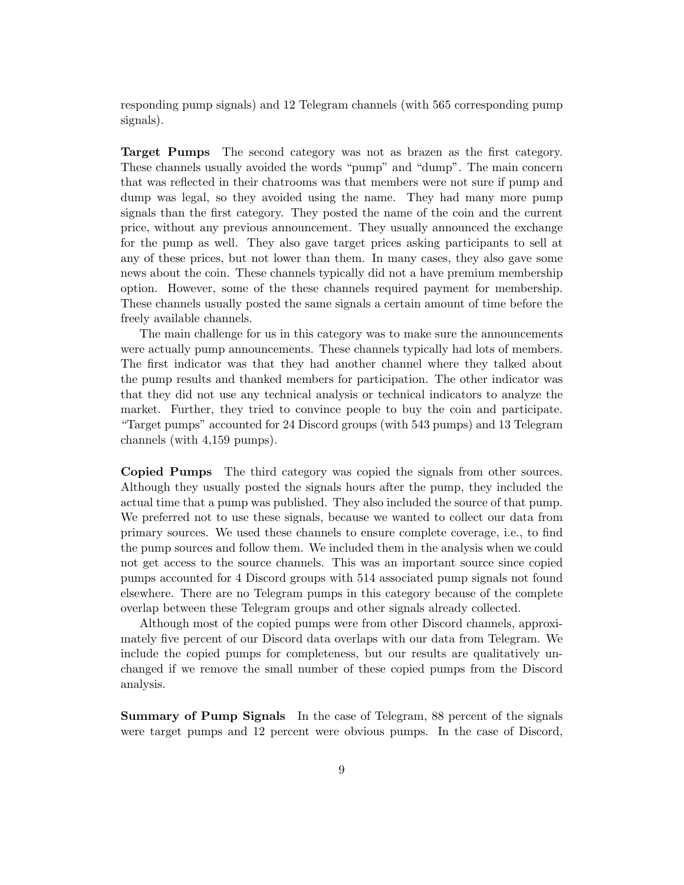responding pump signals) and 12 Telegram channels (with 565 corresponding pump signals).

**Target Pumps** The second category was not as brazen as the first category. These channels usually avoided the words "pump" and "dump". The main concern that was reflected in their chatrooms was that members were not sure if pump and dump was legal, so they avoided using the name. They had many more pump signals than the first category. They posted the name of the coin and the current price, without any previous announcement. They usually announced the exchange for the pump as well. They also gave target prices asking participants to sell at any of these prices, but not lower than them. In many cases, they also gave some news about the coin. These channels typically did not a have premium membership option. However, some of the these channels required payment for membership. These channels usually posted the same signals a certain amount of time before the freely available channels.

The main challenge for us in this category was to make sure the announcements were actually pump announcements. These channels typically had lots of members. The first indicator was that they had another channel where they talked about the pump results and thanked members for participation. The other indicator was that they did not use any technical analysis or technical indicators to analyze the market. Further, they tried to convince people to buy the coin and participate. "Target pumps" accounted for 24 Discord groups (with 543 pumps) and 13 Telegram channels (with 4,159 pumps).

**Copied Pumps** The third category was copied the signals from other sources. Although they usually posted the signals hours after the pump, they included the actual time that a pump was published. They also included the source of that pump. We preferred not to use these signals, because we wanted to collect our data from primary sources. We used these channels to ensure complete coverage, i.e., to find the pump sources and follow them. We included them in the analysis when we could not get access to the source channels. This was an important source since copied pumps accounted for 4 Discord groups with 514 associated pump signals not found elsewhere. There are no Telegram pumps in this category because of the complete overlap between these Telegram groups and other signals already collected.

Although most of the copied pumps were from other Discord channels, approximately five percent of our Discord data overlaps with our data from Telegram. We include the copied pumps for completeness, but our results are qualitatively unchanged if we remove the small number of these copied pumps from the Discord analysis.

**Summary of Pump Signals** In the case of Telegram, 88 percent of the signals were target pumps and 12 percent were obvious pumps. In the case of Discord,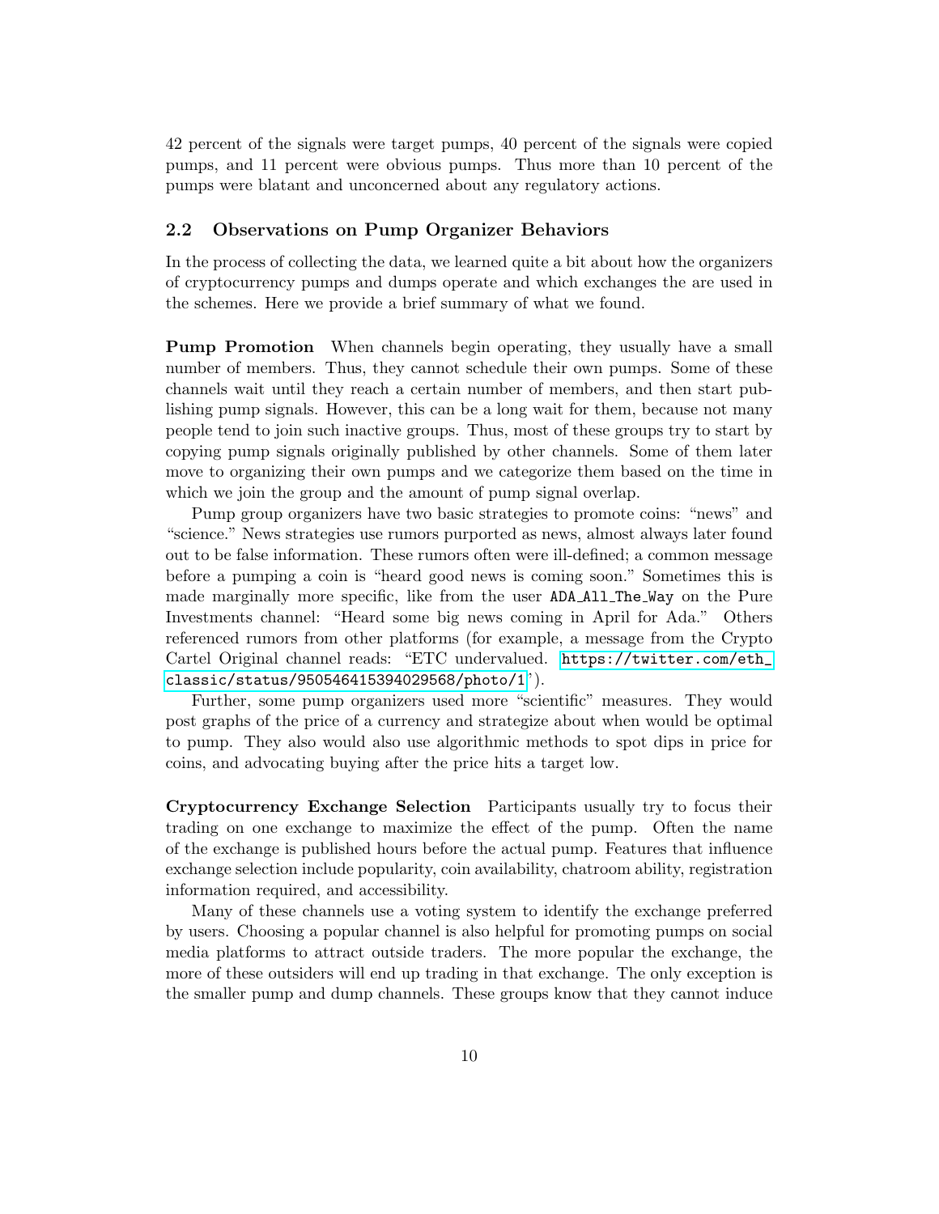42 percent of the signals were target pumps, 40 percent of the signals were copied pumps, and 11 percent were obvious pumps. Thus more than 10 percent of the pumps were blatant and unconcerned about any regulatory actions.

### 2.2 Observations on Pump Organizer Behaviors

In the process of collecting the data, we learned quite a bit about how the organizers of cryptocurrency pumps and dumps operate and which exchanges the are used in the schemes. Here we provide a brief summary of what we found.

**Pump Promotion** When channels begin operating, they usually have a small number of members. Thus, they cannot schedule their own pumps. Some of these channels wait until they reach a certain number of members, and then start publishing pump signals. However, this can be a long wait for them, because not many people tend to join such inactive groups. Thus, most of these groups try to start by copying pump signals originally published by other channels. Some of them later move to organizing their own pumps and we categorize them based on the time in which we join the group and the amount of pump signal overlap.

Pump group organizers have two basic strategies to promote coins: "news" and "science." News strategies use rumors purported as news, almost always later found out to be false information. These rumors often were ill-defined; a common message before a pumping a coin is "heard good news is coming soon." Sometimes this is made marginally more specific, like from the user `ADA_All_The_Way` on the Pure Investments channel: "Heard some big news coming in April for Ada." Others referenced rumors from other platforms (for example, a message from the Crypto Cartel Original channel reads: "ETC undervalued. https://twitter.com/eth_classic/status/950546415394029568/photo/1").

Further, some pump organizers used more "scientific" measures. They would post graphs of the price of a currency and strategize about when would be optimal to pump. They also would also use algorithmic methods to spot dips in price for coins, and advocating buying after the price hits a target low.

**Cryptocurrency Exchange Selection** Participants usually try to focus their trading on one exchange to maximize the effect of the pump. Often the name of the exchange is published hours before the actual pump. Features that influence exchange selection include popularity, coin availability, chatroom ability, registration information required, and accessibility.

Many of these channels use a voting system to identify the exchange preferred by users. Choosing a popular channel is also helpful for promoting pumps on social media platforms to attract outside traders. The more popular the exchange, the more of these outsiders will end up trading in that exchange. The only exception is the smaller pump and dump channels. These groups know that they cannot induce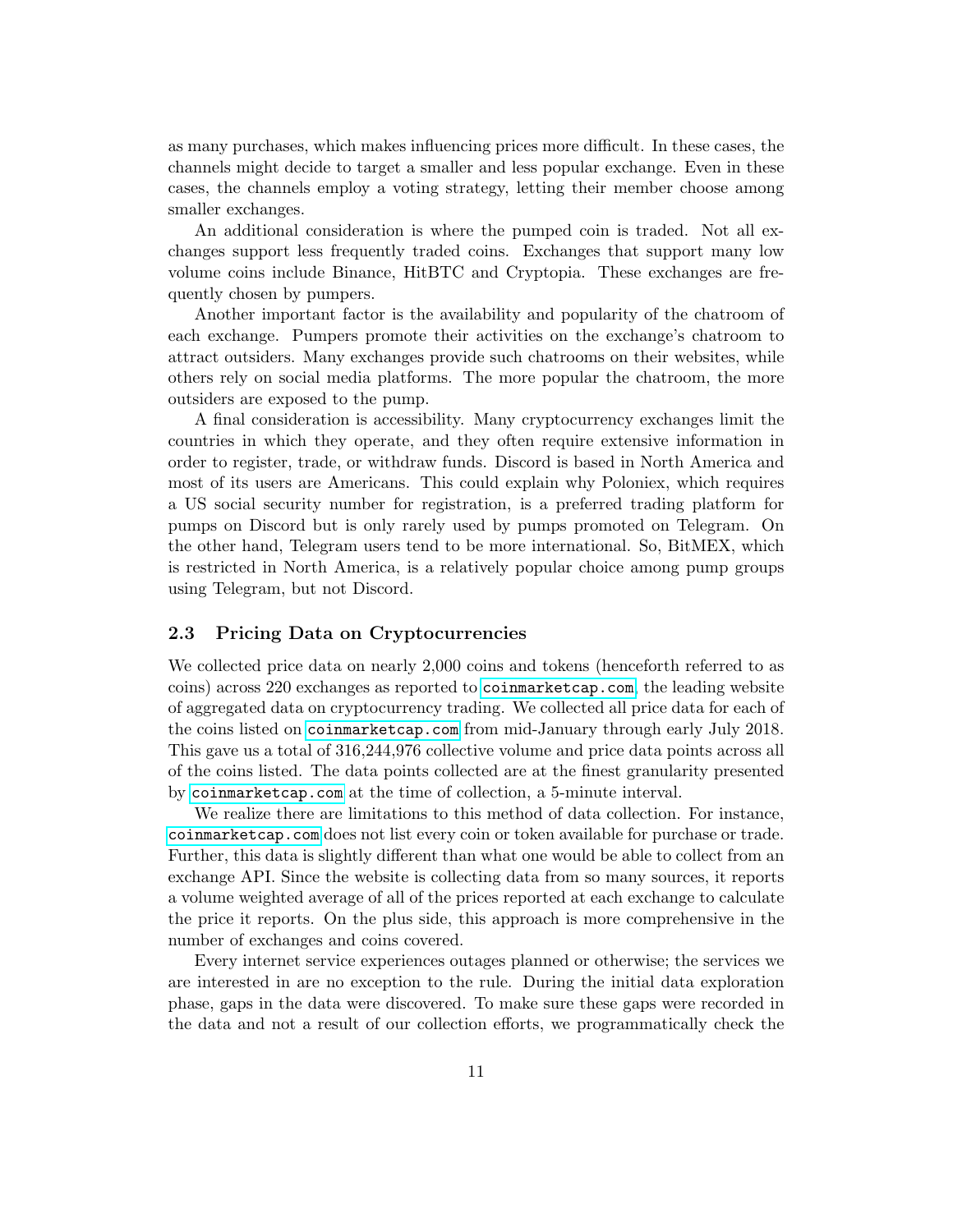as many purchases, which makes influencing prices more difficult. In these cases, the channels might decide to target a smaller and less popular exchange. Even in these cases, the channels employ a voting strategy, letting their member choose among smaller exchanges.

An additional consideration is where the pumped coin is traded. Not all exchanges support less frequently traded coins. Exchanges that support many low volume coins include Binance, HitBTC and Cryptopia. These exchanges are frequently chosen by pumpers.

Another important factor is the availability and popularity of the chatroom of each exchange. Pumpers promote their activities on the exchange's chatroom to attract outsiders. Many exchanges provide such chatrooms on their websites, while others rely on social media platforms. The more popular the chatroom, the more outsiders are exposed to the pump.

A final consideration is accessibility. Many cryptocurrency exchanges limit the countries in which they operate, and they often require extensive information in order to register, trade, or withdraw funds. Discord is based in North America and most of its users are Americans. This could explain why Poloniex, which requires a US social security number for registration, is a preferred trading platform for pumps on Discord but is only rarely used by pumps promoted on Telegram. On the other hand, Telegram users tend to be more international. So, BitMEX, which is restricted in North America, is a relatively popular choice among pump groups using Telegram, but not Discord.

### 2.3 Pricing Data on Cryptocurrencies

We collected price data on nearly 2,000 coins and tokens (henceforth referred to as coins) across 220 exchanges as reported to `coinmarketcap.com`, the leading website of aggregated data on cryptocurrency trading. We collected all price data for each of the coins listed on `coinmarketcap.com` from mid-January through early July 2018. This gave us a total of 316,244,976 collective volume and price data points across all of the coins listed. The data points collected are at the finest granularity presented by `coinmarketcap.com` at the time of collection, a 5-minute interval.

We realize there are limitations to this method of data collection. For instance, `coinmarketcap.com` does not list every coin or token available for purchase or trade. Further, this data is slightly different than what one would be able to collect from an exchange API. Since the website is collecting data from so many sources, it reports a volume weighted average of all of the prices reported at each exchange to calculate the price it reports. On the plus side, this approach is more comprehensive in the number of exchanges and coins covered.

Every internet service experiences outages planned or otherwise; the services we are interested in are no exception to the rule. During the initial data exploration phase, gaps in the data were discovered. To make sure these gaps were recorded in the data and not a result of our collection efforts, we programmatically check the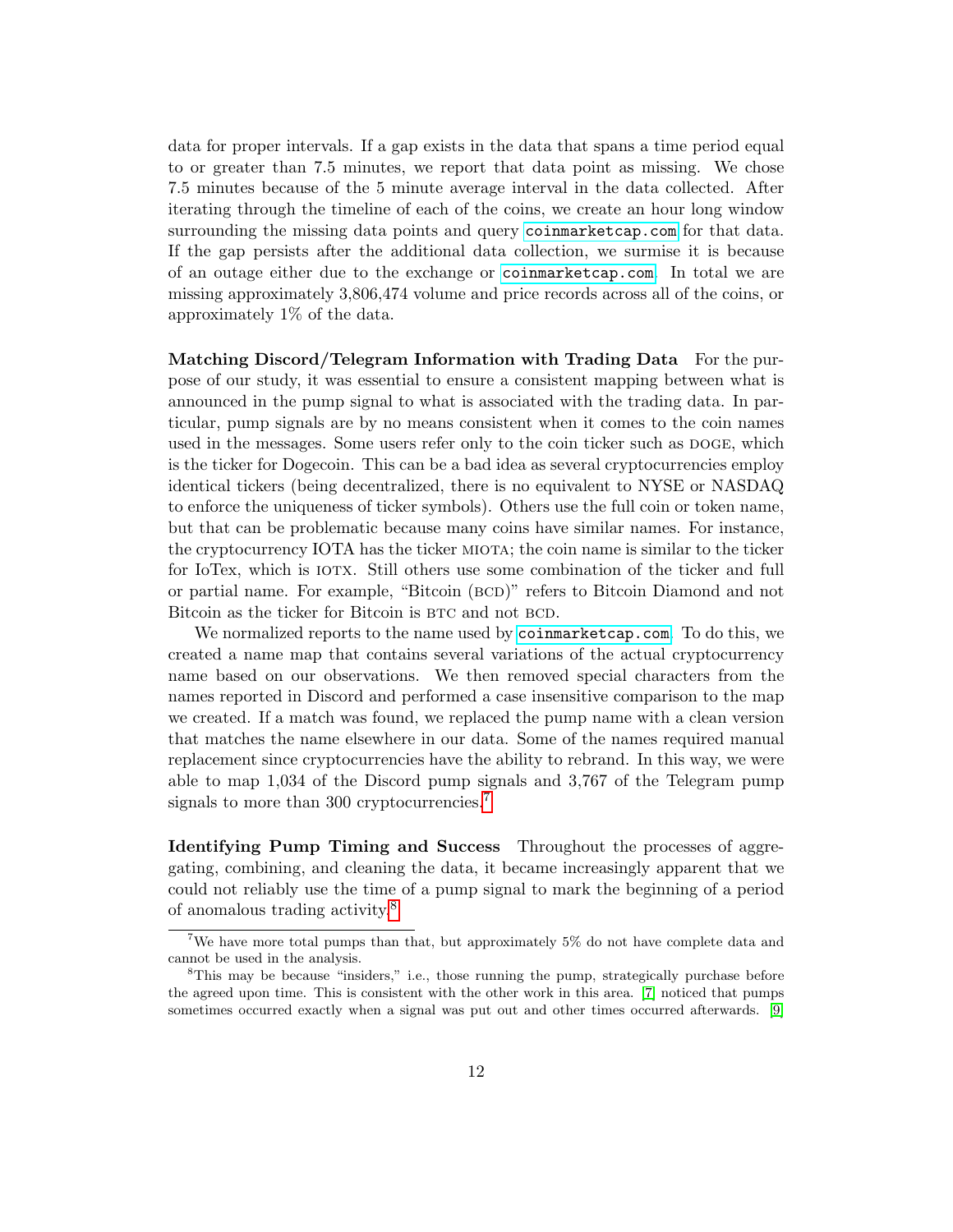data for proper intervals. If a gap exists in the data that spans a time period equal to or greater than 7.5 minutes, we report that data point as missing. We chose 7.5 minutes because of the 5 minute average interval in the data collected. After iterating through the timeline of each of the coins, we create an hour long window surrounding the missing data points and query coinmarketcap.com for that data. If the gap persists after the additional data collection, we surmise it is because of an outage either due to the exchange or coinmarketcap.com. In total we are missing approximately 3,806,474 volume and price records across all of the coins, or approximately 1% of the data.

**Matching Discord/Telegram Information with Trading Data** For the purpose of our study, it was essential to ensure a consistent mapping between what is announced in the pump signal to what is associated with the trading data. In particular, pump signals are by no means consistent when it comes to the coin names used in the messages. Some users refer only to the coin ticker such as DOGE, which is the ticker for Dogecoin. This can be a bad idea as several cryptocurrencies employ identical tickers (being decentralized, there is no equivalent to NYSE or NASDAQ to enforce the uniqueness of ticker symbols). Others use the full coin or token name, but that can be problematic because many coins have similar names. For instance, the cryptocurrency IOTA has the ticker MIOTA; the coin name is similar to the ticker for IoTex, which is IOTX. Still others use some combination of the ticker and full or partial name. For example, "Bitcoin (BCD)" refers to Bitcoin Diamond and not Bitcoin as the ticker for Bitcoin is BTC and not BCD.

We normalized reports to the name used by coinmarketcap.com. To do this, we created a name map that contains several variations of the actual cryptocurrency name based on our observations. We then removed special characters from the names reported in Discord and performed a case insensitive comparison to the map we created. If a match was found, we replaced the pump name with a clean version that matches the name elsewhere in our data. Some of the names required manual replacement since cryptocurrencies have the ability to rebrand. In this way, we were able to map 1,034 of the Discord pump signals and 3,767 of the Telegram pump signals to more than 300 cryptocurrencies.[7]

**Identifying Pump Timing and Success** Throughout the processes of aggregating, combining, and cleaning the data, it became increasingly apparent that we could not reliably use the time of a pump signal to mark the beginning of a period of anomalous trading activity.[8]

---

[7] We have more total pumps than that, but approximately 5% do not have complete data and cannot be used in the analysis.

[8] This may be because "insiders," i.e., those running the pump, strategically purchase before the agreed upon time. This is consistent with the other work in this area. [7] noticed that pumps sometimes occurred exactly when a signal was put out and other times occurred afterwards. [9]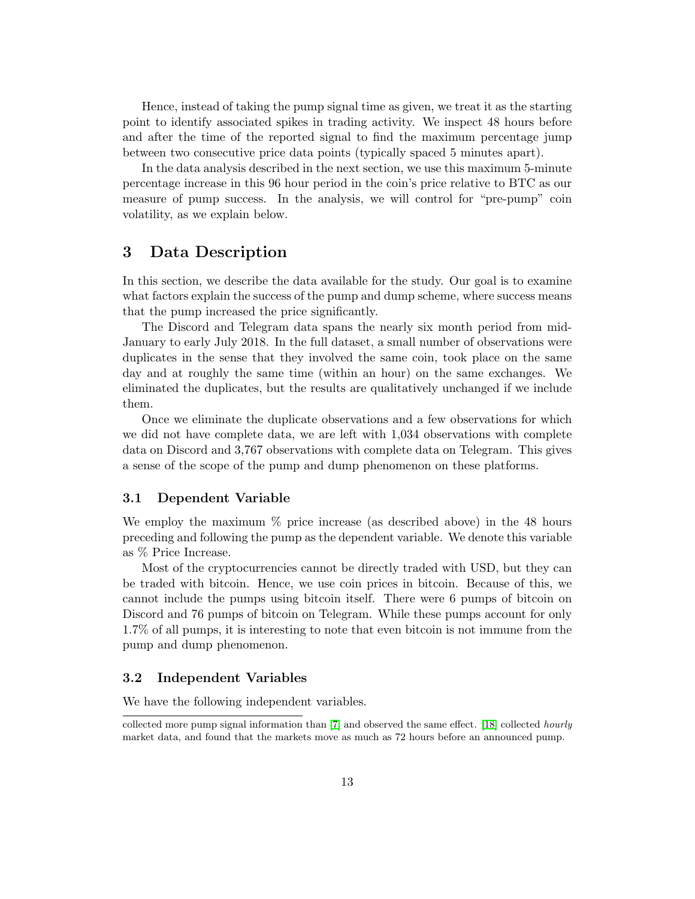Hence, instead of taking the pump signal time as given, we treat it as the starting point to identify associated spikes in trading activity. We inspect 48 hours before and after the time of the reported signal to find the maximum percentage jump between two consecutive price data points (typically spaced 5 minutes apart).

In the data analysis described in the next section, we use this maximum 5-minute percentage increase in this 96 hour period in the coin's price relative to BTC as our measure of pump success. In the analysis, we will control for "pre-pump" coin volatility, as we explain below.

# 3 Data Description

In this section, we describe the data available for the study. Our goal is to examine what factors explain the success of the pump and dump scheme, where success means that the pump increased the price significantly.

The Discord and Telegram data spans the nearly six month period from mid-January to early July 2018. In the full dataset, a small number of observations were duplicates in the sense that they involved the same coin, took place on the same day and at roughly the same time (within an hour) on the same exchanges. We eliminated the duplicates, but the results are qualitatively unchanged if we include them.

Once we eliminate the duplicate observations and a few observations for which we did not have complete data, we are left with 1,034 observations with complete data on Discord and 3,767 observations with complete data on Telegram. This gives a sense of the scope of the pump and dump phenomenon on these platforms.

## 3.1 Dependent Variable

We employ the maximum % price increase (as described above) in the 48 hours preceding and following the pump as the dependent variable. We denote this variable as % Price Increase.

Most of the cryptocurrencies cannot be directly traded with USD, but they can be traded with bitcoin. Hence, we use coin prices in bitcoin. Because of this, we cannot include the pumps using bitcoin itself. There were 6 pumps of bitcoin on Discord and 76 pumps of bitcoin on Telegram. While these pumps account for only 1.7% of all pumps, it is interesting to note that even bitcoin is not immune from the pump and dump phenomenon.

## 3.2 Independent Variables

We have the following independent variables.

collected more pump signal information than [7] and observed the same effect. [18] collected *hourly* market data, and found that the markets move as much as 72 hours before an announced pump.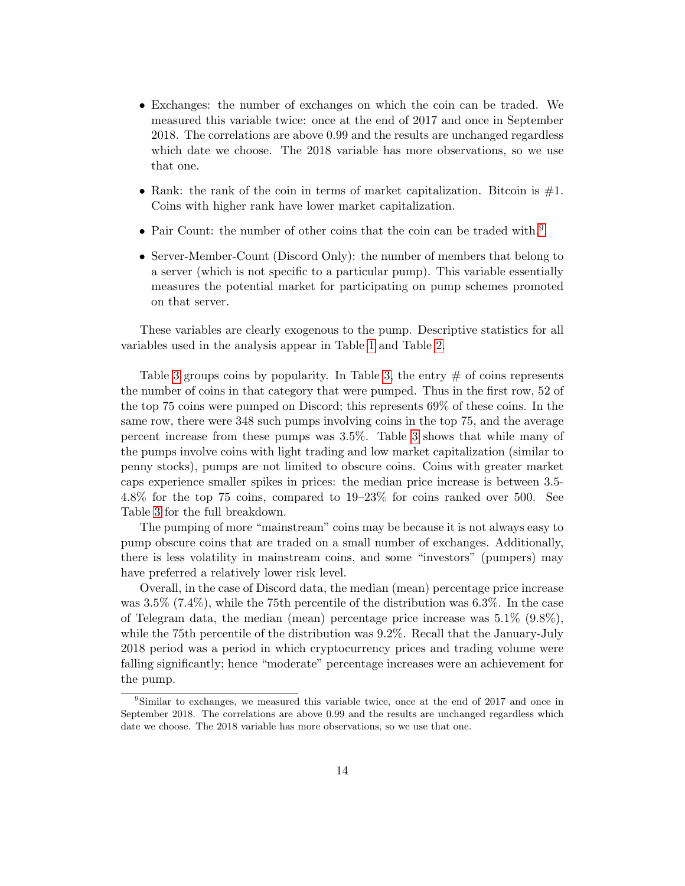- Exchanges: the number of exchanges on which the coin can be traded. We measured this variable twice: once at the end of 2017 and once in September 2018. The correlations are above 0.99 and the results are unchanged regardless which date we choose. The 2018 variable has more observations, so we use that one.
- Rank: the rank of the coin in terms of market capitalization. Bitcoin is #1. Coins with higher rank have lower market capitalization.
- Pair Count: the number of other coins that the coin can be traded with.[9]
- Server-Member-Count (Discord Only): the number of members that belong to a server (which is not specific to a particular pump). This variable essentially measures the potential market for participating on pump schemes promoted on that server.

These variables are clearly exogenous to the pump. Descriptive statistics for all variables used in the analysis appear in Table 1 and Table 2.

Table 3 groups coins by popularity. In Table 3, the entry # of coins represents the number of coins in that category that were pumped. Thus in the first row, 52 of the top 75 coins were pumped on Discord; this represents 69% of these coins. In the same row, there were 348 such pumps involving coins in the top 75, and the average percent increase from these pumps was 3.5%. Table 3 shows that while many of the pumps involve coins with light trading and low market capitalization (similar to penny stocks), pumps are not limited to obscure coins. Coins with greater market caps experience smaller spikes in prices: the median price increase is between 3.5-4.8% for the top 75 coins, compared to 19–23% for coins ranked over 500. See Table 3 for the full breakdown.

The pumping of more "mainstream" coins may be because it is not always easy to pump obscure coins that are traded on a small number of exchanges. Additionally, there is less volatility in mainstream coins, and some "investors" (pumpers) may have preferred a relatively lower risk level.

Overall, in the case of Discord data, the median (mean) percentage price increase was 3.5% (7.4%), while the 75th percentile of the distribution was 6.3%. In the case of Telegram data, the median (mean) percentage price increase was 5.1% (9.8%), while the 75th percentile of the distribution was 9.2%. Recall that the January-July 2018 period was a period in which cryptocurrency prices and trading volume were falling significantly; hence "moderate" percentage increases were an achievement for the pump.

[9] Similar to exchanges, we measured this variable twice, once at the end of 2017 and once in September 2018. The correlations are above 0.99 and the results are unchanged regardless which date we choose. The 2018 variable has more observations, so we use that one.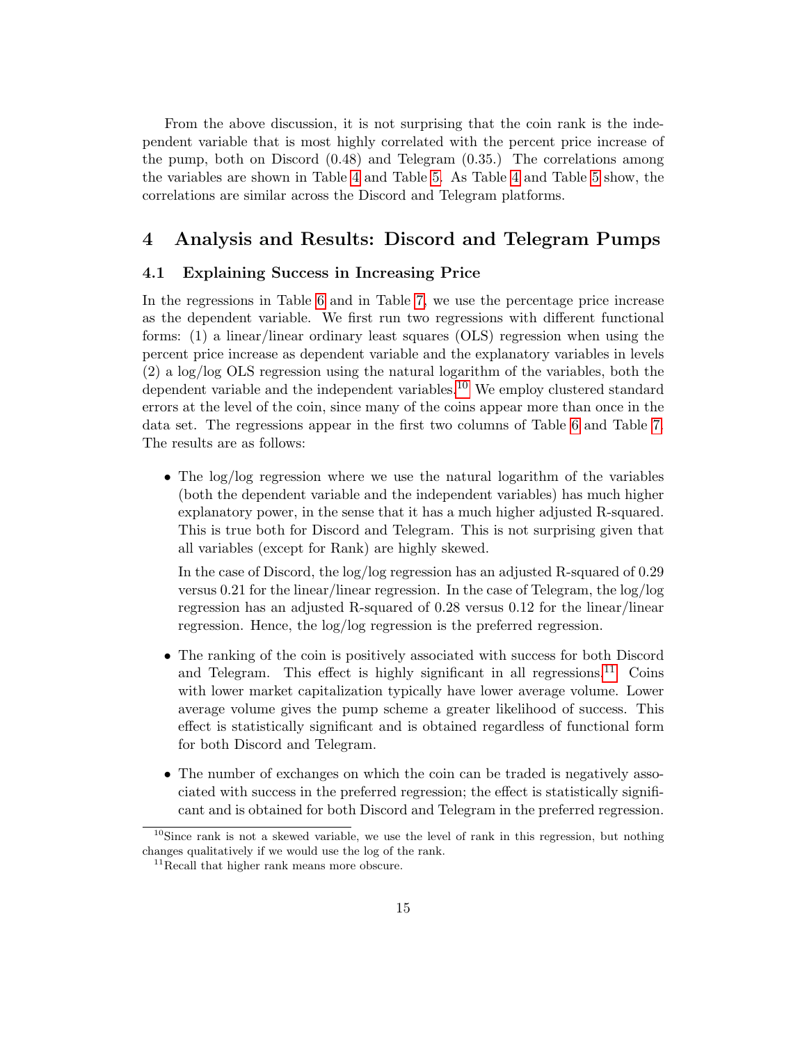From the above discussion, it is not surprising that the coin rank is the independent variable that is most highly correlated with the percent price increase of the pump, both on Discord (0.48) and Telegram (0.35.) The correlations among the variables are shown in Table 4 and Table 5. As Table 4 and Table 5 show, the correlations are similar across the Discord and Telegram platforms.

# 4 Analysis and Results: Discord and Telegram Pumps

## 4.1 Explaining Success in Increasing Price

In the regressions in Table 6 and in Table 7, we use the percentage price increase as the dependent variable. We first run two regressions with different functional forms: (1) a linear/linear ordinary least squares (OLS) regression when using the percent price increase as dependent variable and the explanatory variables in levels (2) a log/log OLS regression using the natural logarithm of the variables, both the dependent variable and the independent variables.[10] We employ clustered standard errors at the level of the coin, since many of the coins appear more than once in the data set. The regressions appear in the first two columns of Table 6 and Table 7. The results are as follows:

- The log/log regression where we use the natural logarithm of the variables (both the dependent variable and the independent variables) has much higher explanatory power, in the sense that it has a much higher adjusted R-squared. This is true both for Discord and Telegram. This is not surprising given that all variables (except for Rank) are highly skewed.

  In the case of Discord, the log/log regression has an adjusted R-squared of 0.29 versus 0.21 for the linear/linear regression. In the case of Telegram, the log/log regression has an adjusted R-squared of 0.28 versus 0.12 for the linear/linear regression. Hence, the log/log regression is the preferred regression.

- The ranking of the coin is positively associated with success for both Discord and Telegram. This effect is highly significant in all regressions.[11] Coins with lower market capitalization typically have lower average volume. Lower average volume gives the pump scheme a greater likelihood of success. This effect is statistically significant and is obtained regardless of functional form for both Discord and Telegram.

- The number of exchanges on which the coin can be traded is negatively associated with success in the preferred regression; the effect is statistically significant and is obtained for both Discord and Telegram in the preferred regression.

[10] Since rank is not a skewed variable, we use the level of rank in this regression, but nothing changes qualitatively if we would use the log of the rank.

[11] Recall that higher rank means more obscure.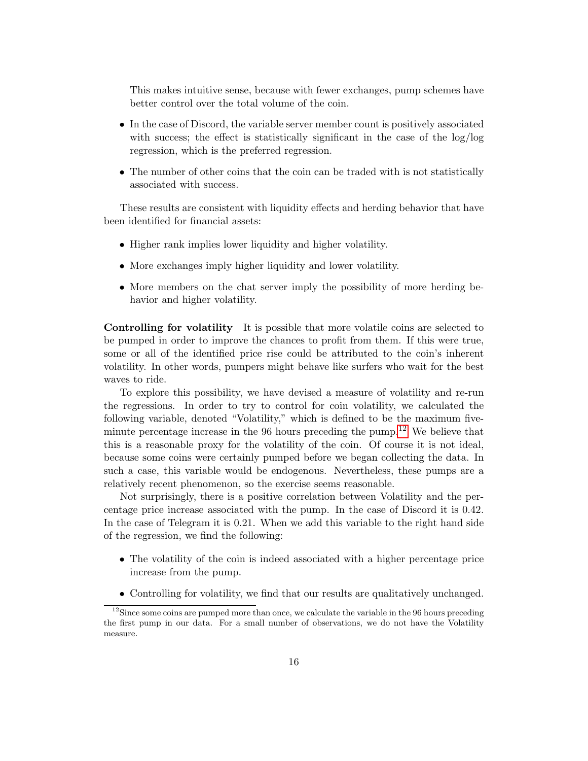This makes intuitive sense, because with fewer exchanges, pump schemes have better control over the total volume of the coin.

- In the case of Discord, the variable server member count is positively associated with success; the effect is statistically significant in the case of the log/log regression, which is the preferred regression.
- The number of other coins that the coin can be traded with is not statistically associated with success.

These results are consistent with liquidity effects and herding behavior that have been identified for financial assets:

- Higher rank implies lower liquidity and higher volatility.
- More exchanges imply higher liquidity and lower volatility.
- More members on the chat server imply the possibility of more herding behavior and higher volatility.

**Controlling for volatility** It is possible that more volatile coins are selected to be pumped in order to improve the chances to profit from them. If this were true, some or all of the identified price rise could be attributed to the coin's inherent volatility. In other words, pumpers might behave like surfers who wait for the best waves to ride.

To explore this possibility, we have devised a measure of volatility and re-run the regressions. In order to try to control for coin volatility, we calculated the following variable, denoted "Volatility," which is defined to be the maximum five-minute percentage increase in the 96 hours preceding the pump.[12] We believe that this is a reasonable proxy for the volatility of the coin. Of course it is not ideal, because some coins were certainly pumped before we began collecting the data. In such a case, this variable would be endogenous. Nevertheless, these pumps are a relatively recent phenomenon, so the exercise seems reasonable.

Not surprisingly, there is a positive correlation between Volatility and the percentage price increase associated with the pump. In the case of Discord it is 0.42. In the case of Telegram it is 0.21. When we add this variable to the right hand side of the regression, we find the following:

- The volatility of the coin is indeed associated with a higher percentage price increase from the pump.
- Controlling for volatility, we find that our results are qualitatively unchanged.

[12] Since some coins are pumped more than once, we calculate the variable in the 96 hours preceding the first pump in our data. For a small number of observations, we do not have the Volatility measure.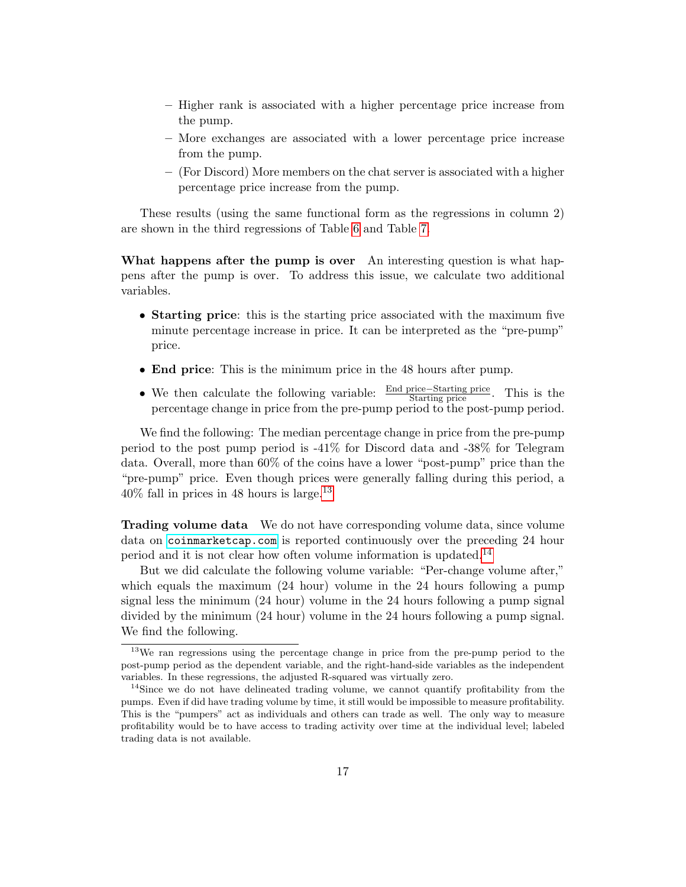- Higher rank is associated with a higher percentage price increase from the pump.
  - More exchanges are associated with a lower percentage price increase from the pump.
  - (For Discord) More members on the chat server is associated with a higher percentage price increase from the pump.

These results (using the same functional form as the regressions in column 2) are shown in the third regressions of Table 6 and Table 7.

**What happens after the pump is over** An interesting question is what happens after the pump is over. To address this issue, we calculate two additional variables.

- **Starting price**: this is the starting price associated with the maximum five minute percentage increase in price. It can be interpreted as the "pre-pump" price.
- **End price**: This is the minimum price in the 48 hours after pump.
- We then calculate the following variable: $\frac{\text{End price} - \text{Starting price}}{\text{Starting price}}$. This is the percentage change in price from the pre-pump period to the post-pump period.

We find the following: The median percentage change in price from the pre-pump period to the post pump period is -41% for Discord data and -38% for Telegram data. Overall, more than 60% of the coins have a lower "post-pump" price than the "pre-pump" price. Even though prices were generally falling during this period, a 40% fall in prices in 48 hours is large.[13]

**Trading volume data** We do not have corresponding volume data, since volume data on coinmarketcap.com is reported continuously over the preceding 24 hour period and it is not clear how often volume information is updated.[14]

But we did calculate the following volume variable: "Per-change volume after," which equals the maximum (24 hour) volume in the 24 hours following a pump signal less the minimum (24 hour) volume in the 24 hours following a pump signal divided by the minimum (24 hour) volume in the 24 hours following a pump signal. We find the following.

[13] We ran regressions using the percentage change in price from the pre-pump period to the post-pump period as the dependent variable, and the right-hand-side variables as the independent variables. In these regressions, the adjusted R-squared was virtually zero.

[14] Since we do not have delineated trading volume, we cannot quantify profitability from the pumps. Even if did have trading volume by time, it still would be impossible to measure profitability. This is the "pumpers" act as individuals and others can trade as well. The only way to measure profitability would be to have access to trading activity over time at the individual level; labeled trading data is not available.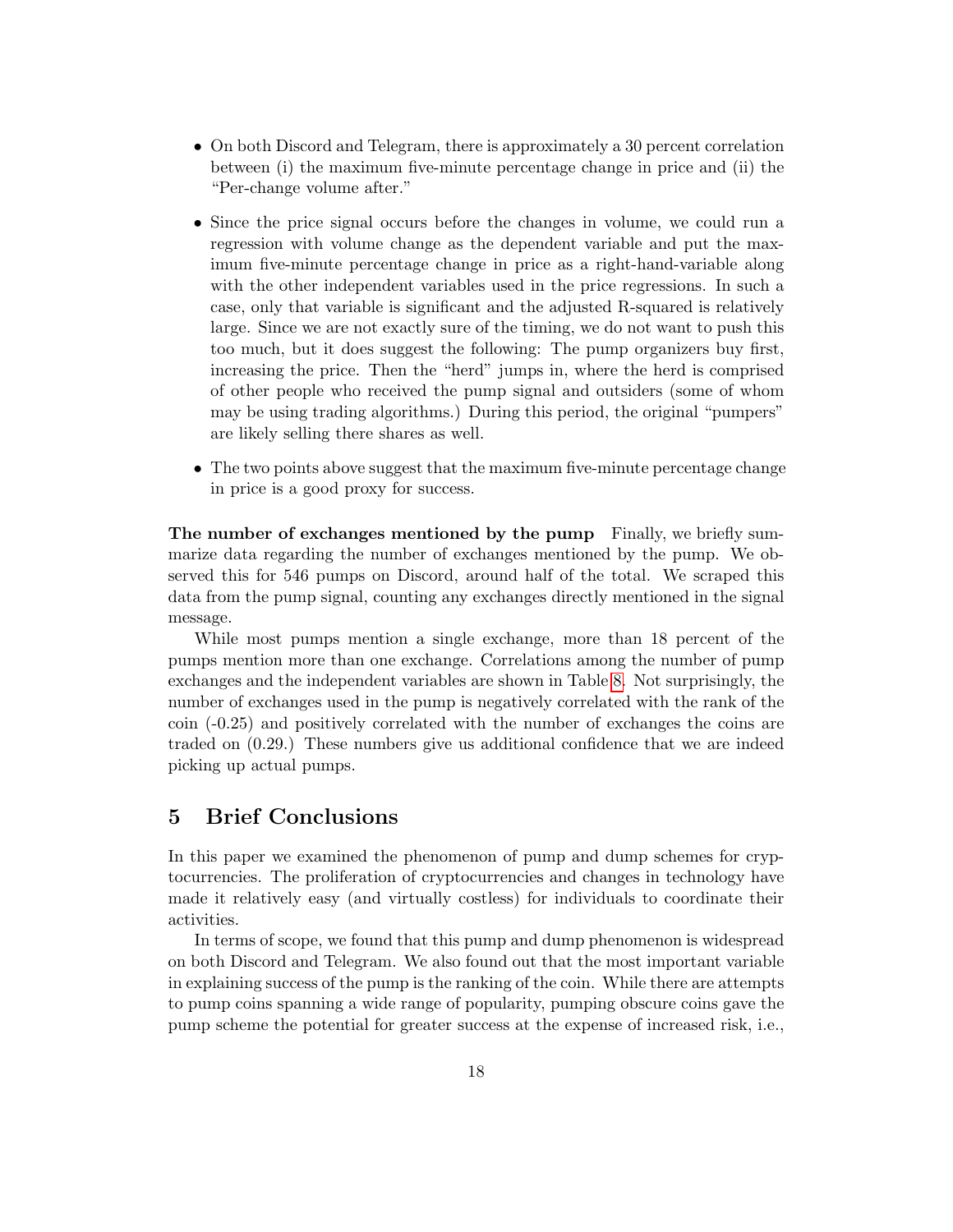- On both Discord and Telegram, there is approximately a 30 percent correlation between (i) the maximum five-minute percentage change in price and (ii) the "Per-change volume after."

- Since the price signal occurs before the changes in volume, we could run a regression with volume change as the dependent variable and put the maximum five-minute percentage change in price as a right-hand-variable along with the other independent variables used in the price regressions. In such a case, only that variable is significant and the adjusted R-squared is relatively large. Since we are not exactly sure of the timing, we do not want to push this too much, but it does suggest the following: The pump organizers buy first, increasing the price. Then the "herd" jumps in, where the herd is comprised of other people who received the pump signal and outsiders (some of whom may be using trading algorithms.) During this period, the original "pumpers" are likely selling there shares as well.

- The two points above suggest that the maximum five-minute percentage change in price is a good proxy for success.

**The number of exchanges mentioned by the pump** Finally, we briefly summarize data regarding the number of exchanges mentioned by the pump. We observed this for 546 pumps on Discord, around half of the total. We scraped this data from the pump signal, counting any exchanges directly mentioned in the signal message.

While most pumps mention a single exchange, more than 18 percent of the pumps mention more than one exchange. Correlations among the number of pump exchanges and the independent variables are shown in Table 8. Not surprisingly, the number of exchanges used in the pump is negatively correlated with the rank of the coin (-0.25) and positively correlated with the number of exchanges the coins are traded on (0.29.) These numbers give us additional confidence that we are indeed picking up actual pumps.

## 5 Brief Conclusions

In this paper we examined the phenomenon of pump and dump schemes for cryptocurrencies. The proliferation of cryptocurrencies and changes in technology have made it relatively easy (and virtually costless) for individuals to coordinate their activities.

In terms of scope, we found that this pump and dump phenomenon is widespread on both Discord and Telegram. We also found out that the most important variable in explaining success of the pump is the ranking of the coin. While there are attempts to pump coins spanning a wide range of popularity, pumping obscure coins gave the pump scheme the potential for greater success at the expense of increased risk, i.e.,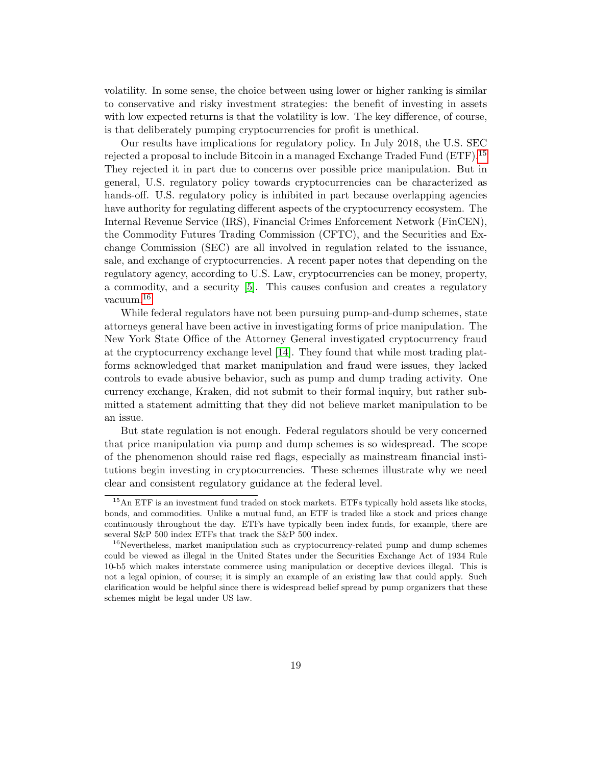volatility. In some sense, the choice between using lower or higher ranking is similar to conservative and risky investment strategies: the benefit of investing in assets with low expected returns is that the volatility is low. The key difference, of course, is that deliberately pumping cryptocurrencies for profit is unethical.

Our results have implications for regulatory policy. In July 2018, the U.S. SEC rejected a proposal to include Bitcoin in a managed Exchange Traded Fund (ETF).[15] They rejected it in part due to concerns over possible price manipulation. But in general, U.S. regulatory policy towards cryptocurrencies can be characterized as hands-off. U.S. regulatory policy is inhibited in part because overlapping agencies have authority for regulating different aspects of the cryptocurrency ecosystem. The Internal Revenue Service (IRS), Financial Crimes Enforcement Network (FinCEN), the Commodity Futures Trading Commission (CFTC), and the Securities and Exchange Commission (SEC) are all involved in regulation related to the issuance, sale, and exchange of cryptocurrencies. A recent paper notes that depending on the regulatory agency, according to U.S. Law, cryptocurrencies can be money, property, a commodity, and a security [5]. This causes confusion and creates a regulatory vacuum.[16]

While federal regulators have not been pursuing pump-and-dump schemes, state attorneys general have been active in investigating forms of price manipulation. The New York State Office of the Attorney General investigated cryptocurrency fraud at the cryptocurrency exchange level [14]. They found that while most trading platforms acknowledged that market manipulation and fraud were issues, they lacked controls to evade abusive behavior, such as pump and dump trading activity. One currency exchange, Kraken, did not submit to their formal inquiry, but rather submitted a statement admitting that they did not believe market manipulation to be an issue.

But state regulation is not enough. Federal regulators should be very concerned that price manipulation via pump and dump schemes is so widespread. The scope of the phenomenon should raise red flags, especially as mainstream financial institutions begin investing in cryptocurrencies. These schemes illustrate why we need clear and consistent regulatory guidance at the federal level.

---

[15] An ETF is an investment fund traded on stock markets. ETFs typically hold assets like stocks, bonds, and commodities. Unlike a mutual fund, an ETF is traded like a stock and prices change continuously throughout the day. ETFs have typically been index funds, for example, there are several S&P 500 index ETFs that track the S&P 500 index.

[16] Nevertheless, market manipulation such as cryptocurrency-related pump and dump schemes could be viewed as illegal in the United States under the Securities Exchange Act of 1934 Rule 10-b5 which makes interstate commerce using manipulation or deceptive devices illegal. This is not a legal opinion, of course; it is simply an example of an existing law that could apply. Such clarification would be helpful since there is widespread belief spread by pump organizers that these schemes might be legal under US law.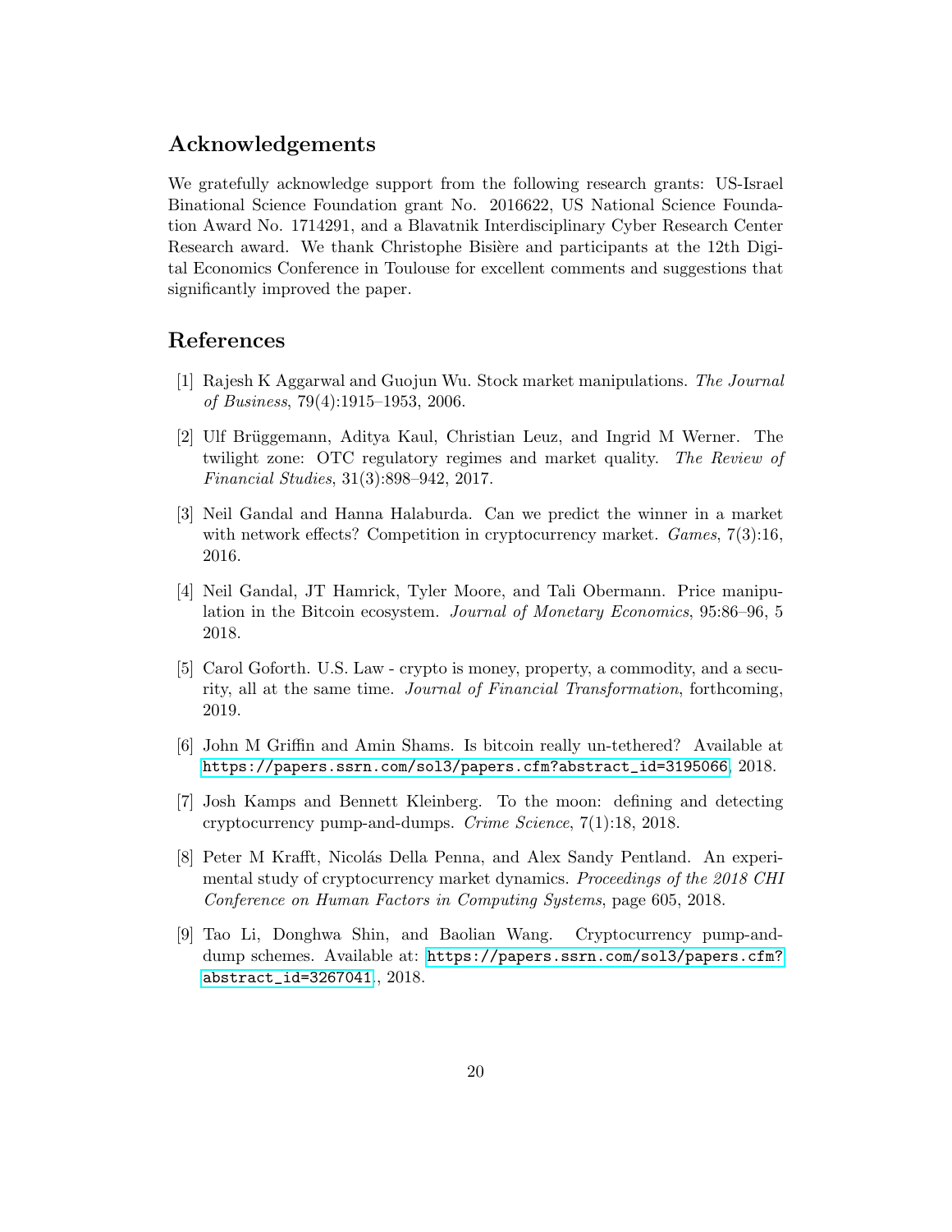## Acknowledgements

We gratefully acknowledge support from the following research grants: US-Israel Binational Science Foundation grant No. 2016622, US National Science Foundation Award No. 1714291, and a Blavatnik Interdisciplinary Cyber Research Center Research award. We thank Christophe Bisière and participants at the 12th Digital Economics Conference in Toulouse for excellent comments and suggestions that significantly improved the paper.

## References

[1] Rajesh K Aggarwal and Guojun Wu. Stock market manipulations. *The Journal of Business*, 79(4):1915–1953, 2006.

[2] Ulf Brüggemann, Aditya Kaul, Christian Leuz, and Ingrid M Werner. The twilight zone: OTC regulatory regimes and market quality. *The Review of Financial Studies*, 31(3):898–942, 2017.

[3] Neil Gandal and Hanna Halaburda. Can we predict the winner in a market with network effects? Competition in cryptocurrency market. *Games*, 7(3):16, 2016.

[4] Neil Gandal, JT Hamrick, Tyler Moore, and Tali Obermann. Price manipulation in the Bitcoin ecosystem. *Journal of Monetary Economics*, 95:86–96, 5 2018.

[5] Carol Goforth. U.S. Law - crypto is money, property, a commodity, and a security, all at the same time. *Journal of Financial Transformation*, forthcoming, 2019.

[6] John M Griffin and Amin Shams. Is bitcoin really un-tethered? Available at https://papers.ssrn.com/sol3/papers.cfm?abstract_id=3195066, 2018.

[7] Josh Kamps and Bennett Kleinberg. To the moon: defining and detecting cryptocurrency pump-and-dumps. *Crime Science*, 7(1):18, 2018.

[8] Peter M Krafft, Nicolás Della Penna, and Alex Sandy Pentland. An experimental study of cryptocurrency market dynamics. *Proceedings of the 2018 CHI Conference on Human Factors in Computing Systems*, page 605, 2018.

[9] Tao Li, Donghwa Shin, and Baolian Wang. Cryptocurrency pump-and-dump schemes. Available at: https://papers.ssrn.com/sol3/papers.cfm?abstract_id=3267041., 2018.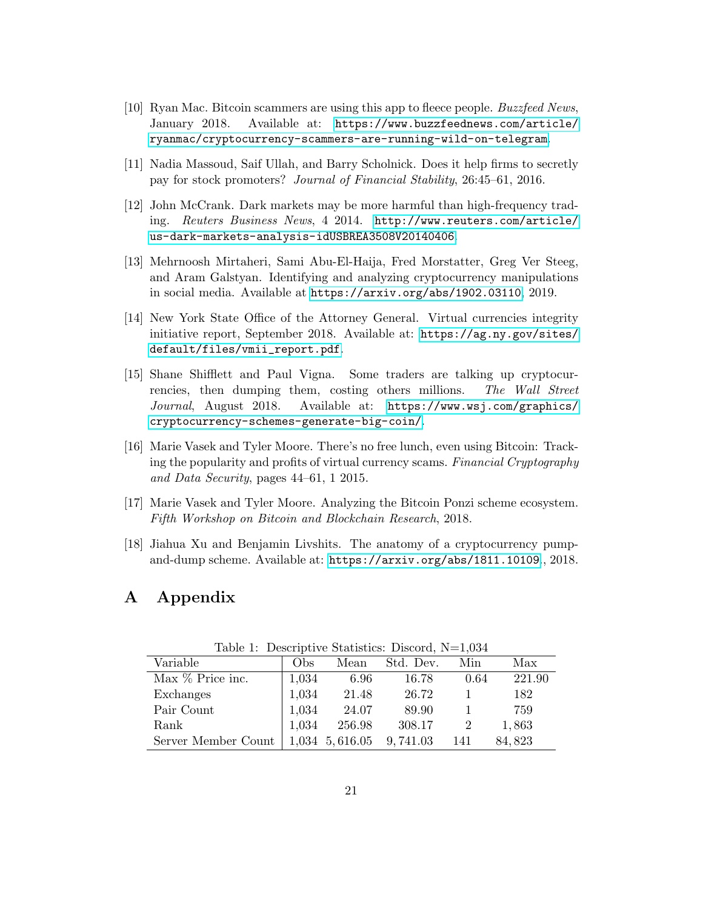[10] Ryan Mac. Bitcoin scammers are using this app to fleece people. *Buzzfeed News*, January 2018. Available at: https://www.buzzfeednews.com/article/ryanmac/cryptocurrency-scammers-are-running-wild-on-telegram.

[11] Nadia Massoud, Saif Ullah, and Barry Scholnick. Does it help firms to secretly pay for stock promoters? *Journal of Financial Stability*, 26:45–61, 2016.

[12] John McCrank. Dark markets may be more harmful than high-frequency trading. *Reuters Business News*, 4 2014. http://www.reuters.com/article/us-dark-markets-analysis-idUSBREA3508V20140406.

[13] Mehrnoosh Mirtaheri, Sami Abu-El-Haija, Fred Morstatter, Greg Ver Steeg, and Aram Galstyan. Identifying and analyzing cryptocurrency manipulations in social media. Available at https://arxiv.org/abs/1902.03110, 2019.

[14] New York State Office of the Attorney General. Virtual currencies integrity initiative report, September 2018. Available at: https://ag.ny.gov/sites/default/files/vmii_report.pdf.

[15] Shane Shifflett and Paul Vigna. Some traders are talking up cryptocurrencies, then dumping them, costing others millions. *The Wall Street Journal*, August 2018. Available at: https://www.wsj.com/graphics/cryptocurrency-schemes-generate-big-coin/.

[16] Marie Vasek and Tyler Moore. There's no free lunch, even using Bitcoin: Tracking the popularity and profits of virtual currency scams. *Financial Cryptography and Data Security*, pages 44–61, 1 2015.

[17] Marie Vasek and Tyler Moore. Analyzing the Bitcoin Ponzi scheme ecosystem. *Fifth Workshop on Bitcoin and Blockchain Research*, 2018.

[18] Jiahua Xu and Benjamin Livshits. The anatomy of a cryptocurrency pump-and-dump scheme. Available at: https://arxiv.org/abs/1811.10109, 2018.

# A Appendix

Table 1: Descriptive Statistics: Discord, N=1,034

| Variable | Obs | Mean | Std. Dev. | Min | Max |
|---|---|---|---|---|---|
| Max % Price inc. | 1,034 | 6.96 | 16.78 | 0.64 | 221.90 |
| Exchanges | 1,034 | 21.48 | 26.72 | 1 | 182 |
| Pair Count | 1,034 | 24.07 | 89.90 | 1 | 759 |
| Rank | 1,034 | 256.98 | 308.17 | 2 | 1,863 |
| Server Member Count | 1,034 | 5,616.05 | 9,741.03 | 141 | 84,823 |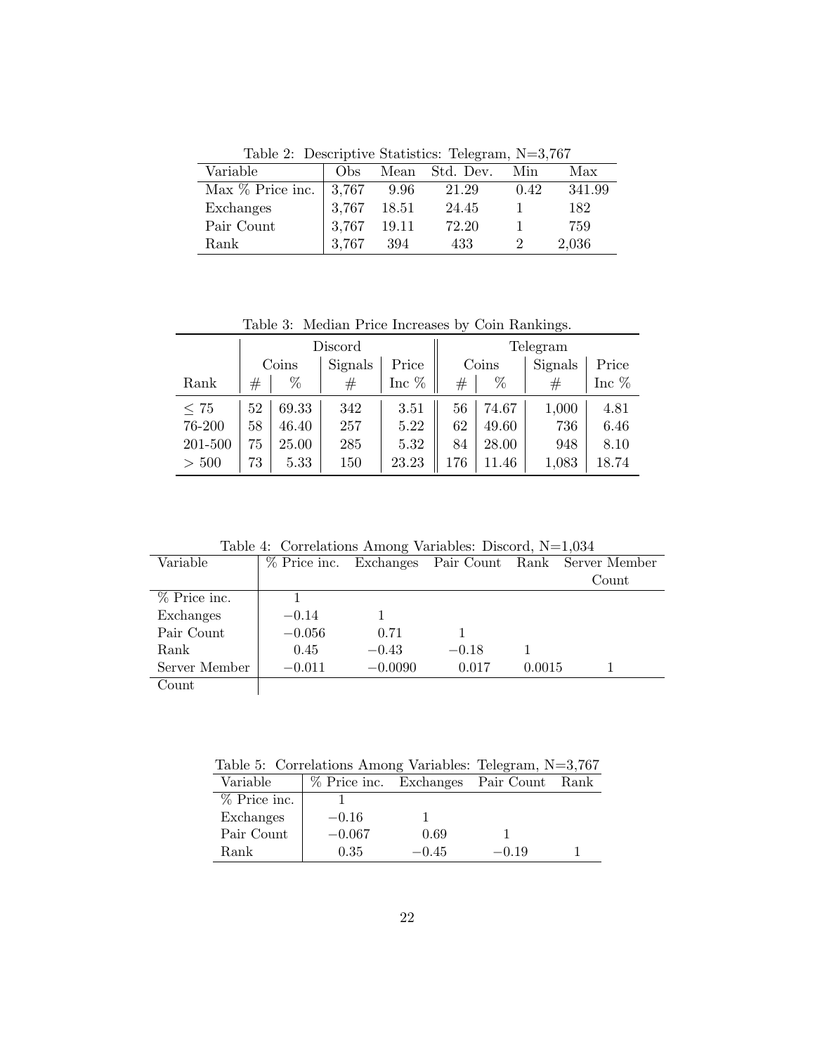Table 2: Descriptive Statistics: Telegram, N=3,767

| Variable | Obs | Mean | Std. Dev. | Min | Max |
|---|---|---|---|---|---|
| Max % Price inc. | 3,767 | 9.96 | 21.29 | 0.42 | 341.99 |
| Exchanges | 3,767 | 18.51 | 24.45 | 1 | 182 |
| Pair Count | 3,767 | 19.11 | 72.20 | 1 | 759 |
| Rank | 3,767 | 394 | 433 | 2 | 2,036 |

Table 3: Median Price Increases by Coin Rankings.

| | Discord | | | | Telegram | | | |
|---|---|---|---|---|---|---|---|---|
| | Coins | | Signals | Price | Coins | | Signals | Price |
| Rank | # | % | # | Inc % | # | % | # | Inc % |
| $\leq 75$ | 52 | 69.33 | 342 | 3.51 | 56 | 74.67 | 1,000 | 4.81 |
| 76-200 | 58 | 46.40 | 257 | 5.22 | 62 | 49.60 | 736 | 6.46 |
| 201-500 | 75 | 25.00 | 285 | 5.32 | 84 | 28.00 | 948 | 8.10 |
| $> 500$ | 73 | 5.33 | 150 | 23.23 | 176 | 11.46 | 1,083 | 18.74 |

Table 4: Correlations Among Variables: Discord, N=1,034

| Variable | % Price inc. | Exchanges | Pair Count | Rank | Server Member Count |
|---|---|---|---|---|---|
| % Price inc. | 1 | | | | |
| Exchanges | −0.14 | 1 | | | |
| Pair Count | −0.056 | 0.71 | 1 | | |
| Rank | 0.45 | −0.43 | −0.18 | 1 | |
| Server Member Count | −0.011 | −0.0090 | 0.017 | 0.0015 | 1 |

Table 5: Correlations Among Variables: Telegram, N=3,767

| Variable | % Price inc. | Exchanges | Pair Count | Rank |
|---|---|---|---|---|
| % Price inc. | 1 | | | |
| Exchanges | −0.16 | 1 | | |
| Pair Count | −0.067 | 0.69 | 1 | |
| Rank | 0.35 | −0.45 | −0.19 | 1 |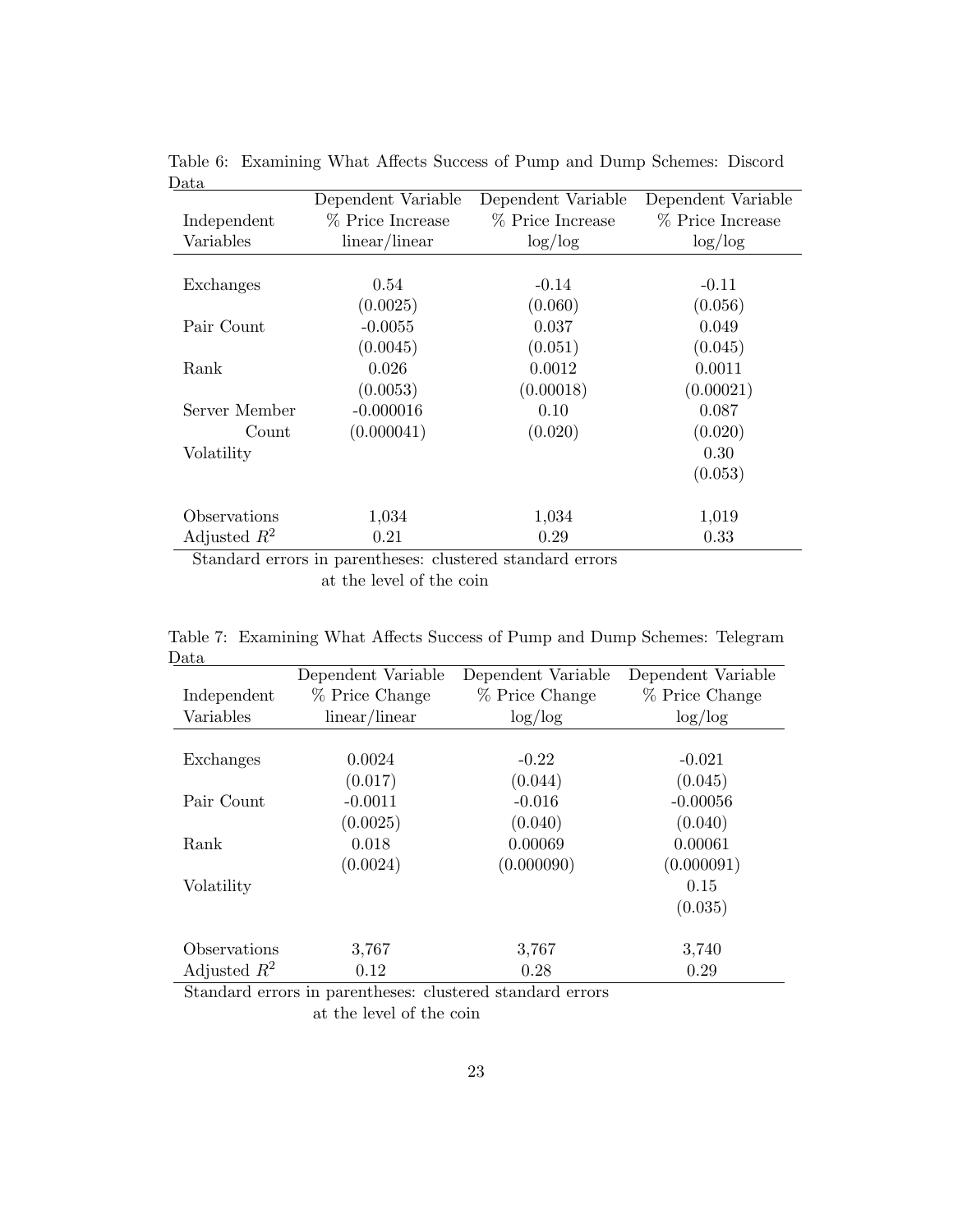Table 6: Examining What Affects Success of Pump and Dump Schemes: Discord Data

| Independent Variables | Dependent Variable % Price Increase linear/linear | Dependent Variable % Price Increase log/log | Dependent Variable % Price Increase log/log |
|---|---|---|---|
| Exchanges | 0.54 | -0.14 | -0.11 |
| | (0.0025) | (0.060) | (0.056) |
| Pair Count | -0.0055 | 0.037 | 0.049 |
| | (0.0045) | (0.051) | (0.045) |
| Rank | 0.026 | 0.0012 | 0.0011 |
| | (0.0053) | (0.00018) | (0.00021) |
| Server Member Count | -0.000016 | 0.10 | 0.087 |
| | (0.000041) | (0.020) | (0.020) |
| Volatility | | | 0.30 |
| | | | (0.053) |
| Observations | 1,034 | 1,034 | 1,019 |
| Adjusted $R^2$ | 0.21 | 0.29 | 0.33 |

Standard errors in parentheses: clustered standard errors at the level of the coin

Table 7: Examining What Affects Success of Pump and Dump Schemes: Telegram Data

| Independent Variables | Dependent Variable % Price Change linear/linear | Dependent Variable % Price Change log/log | Dependent Variable % Price Change log/log |
|---|---|---|---|
| Exchanges | 0.0024 | -0.22 | -0.021 |
| | (0.017) | (0.044) | (0.045) |
| Pair Count | -0.0011 | -0.016 | -0.00056 |
| | (0.0025) | (0.040) | (0.040) |
| Rank | 0.018 | 0.00069 | 0.00061 |
| | (0.0024) | (0.000090) | (0.000091) |
| Volatility | | | 0.15 |
| | | | (0.035) |
| Observations | 3,767 | 3,767 | 3,740 |
| Adjusted $R^2$ | 0.12 | 0.28 | 0.29 |

Standard errors in parentheses: clustered standard errors at the level of the coin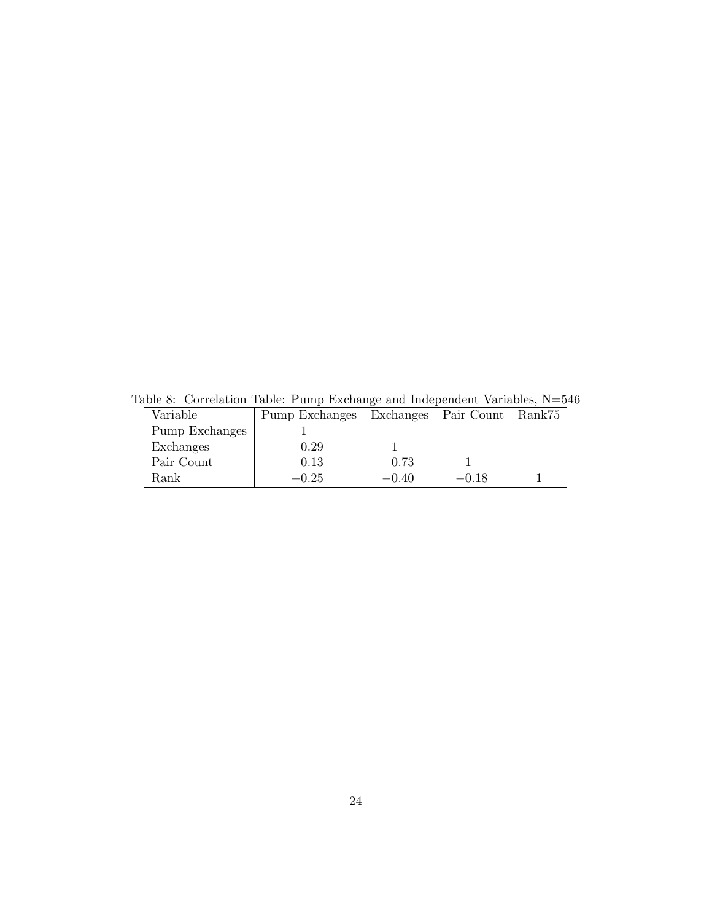Table 8: Correlation Table: Pump Exchange and Independent Variables, N=546

| Variable | Pump Exchanges | Exchanges | Pair Count | Rank75 |
|---|---|---|---|---|
| Pump Exchanges | 1 | | | |
| Exchanges | 0.29 | 1 | | |
| Pair Count | 0.13 | 0.73 | 1 | |
| Rank | −0.25 | −0.40 | −0.18 | 1 |